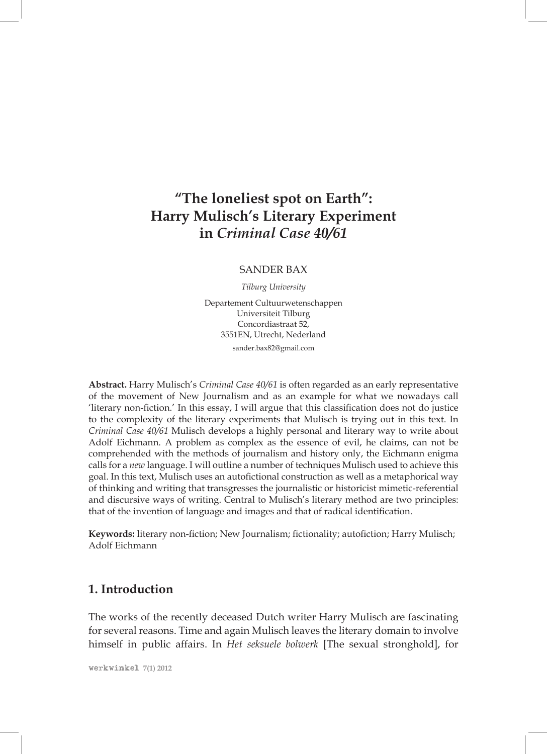# "The loneliest spot on Earth": Harry Mulisch's Literary Experiment in *Criminal Case 40/61*

SANDER BAX

*Tilburg University*

Departement Cultuurwetenschappen
Universiteit Tilburg
Concordiastraat 52,
3551EN, Utrecht, Nederland

sander.bax82@gmail.com

**Abstract.** Harry Mulisch's *Criminal Case 40/61* is often regarded as an early representative of the movement of New Journalism and as an example for what we nowadays call 'literary non-fiction.' In this essay, I will argue that this classification does not do justice to the complexity of the literary experiments that Mulisch is trying out in this text. In *Criminal Case 40/61* Mulisch develops a highly personal and literary way to write about Adolf Eichmann. A problem as complex as the essence of evil, he claims, can not be comprehended with the methods of journalism and history only, the Eichmann enigma calls for a *new* language. I will outline a number of techniques Mulisch used to achieve this goal. In this text, Mulisch uses an autofictional construction as well as a metaphorical way of thinking and writing that transgresses the journalistic or historicist mimetic-referential and discursive ways of writing. Central to Mulisch's literary method are two principles: that of the invention of language and images and that of radical identification.

**Keywords:** literary non-fiction; New Journalism; fictionality; autofiction; Harry Mulisch; Adolf Eichmann

## 1. Introduction

The works of the recently deceased Dutch writer Harry Mulisch are fascinating for several reasons. Time and again Mulisch leaves the literary domain to involve himself in public affairs. In *Het seksuele bolwerk* [The sexual stronghold], for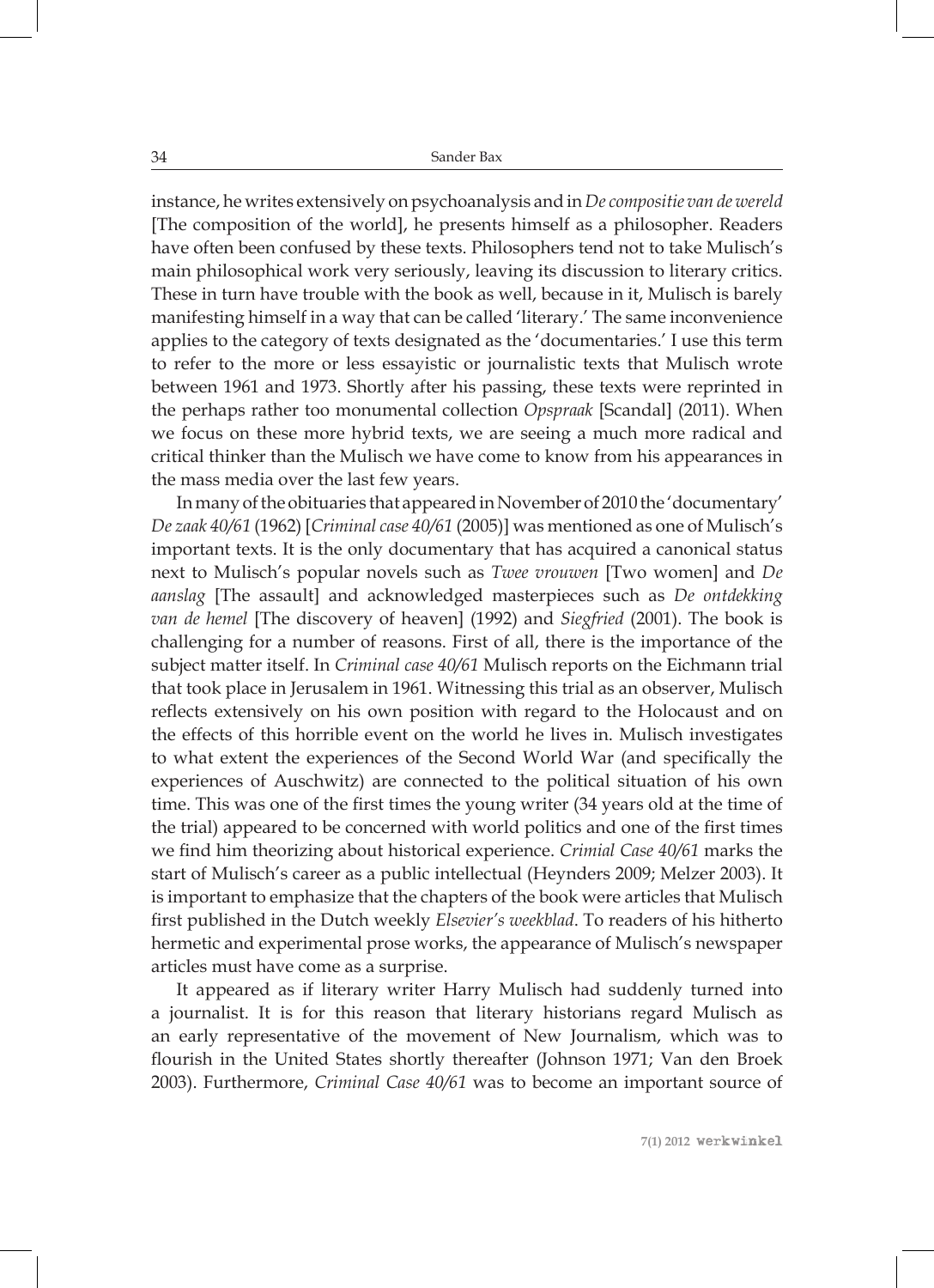instance, he writes extensively on psychoanalysis and in *De compositie van de wereld* [The composition of the world], he presents himself as a philosopher. Readers have often been confused by these texts. Philosophers tend not to take Mulisch's main philosophical work very seriously, leaving its discussion to literary critics. These in turn have trouble with the book as well, because in it, Mulisch is barely manifesting himself in a way that can be called 'literary.' The same inconvenience applies to the category of texts designated as the 'documentaries.' I use this term to refer to the more or less essayistic or journalistic texts that Mulisch wrote between 1961 and 1973. Shortly after his passing, these texts were reprinted in the perhaps rather too monumental collection *Opspraak* [Scandal] (2011). When we focus on these more hybrid texts, we are seeing a much more radical and critical thinker than the Mulisch we have come to know from his appearances in the mass media over the last few years.

In many of the obituaries that appeared in November of 2010 the 'documentary' *De zaak 40/61* (1962) [*Criminal case 40/61* (2005)] was mentioned as one of Mulisch's important texts. It is the only documentary that has acquired a canonical status next to Mulisch's popular novels such as *Twee vrouwen* [Two women] and *De aanslag* [The assault] and acknowledged masterpieces such as *De ontdekking van de hemel* [The discovery of heaven] (1992) and *Siegfried* (2001). The book is challenging for a number of reasons. First of all, there is the importance of the subject matter itself. In *Criminal case 40/61* Mulisch reports on the Eichmann trial that took place in Jerusalem in 1961. Witnessing this trial as an observer, Mulisch reflects extensively on his own position with regard to the Holocaust and on the effects of this horrible event on the world he lives in. Mulisch investigates to what extent the experiences of the Second World War (and specifically the experiences of Auschwitz) are connected to the political situation of his own time. This was one of the first times the young writer (34 years old at the time of the trial) appeared to be concerned with world politics and one of the first times we find him theorizing about historical experience. *Crimial Case 40/61* marks the start of Mulisch's career as a public intellectual (Heynders 2009; Melzer 2003). It is important to emphasize that the chapters of the book were articles that Mulisch first published in the Dutch weekly *Elsevier's weekblad*. To readers of his hitherto hermetic and experimental prose works, the appearance of Mulisch's newspaper articles must have come as a surprise.

It appeared as if literary writer Harry Mulisch had suddenly turned into a journalist. It is for this reason that literary historians regard Mulisch as an early representative of the movement of New Journalism, which was to flourish in the United States shortly thereafter (Johnson 1971; Van den Broek 2003). Furthermore, *Criminal Case 40/61* was to become an important source of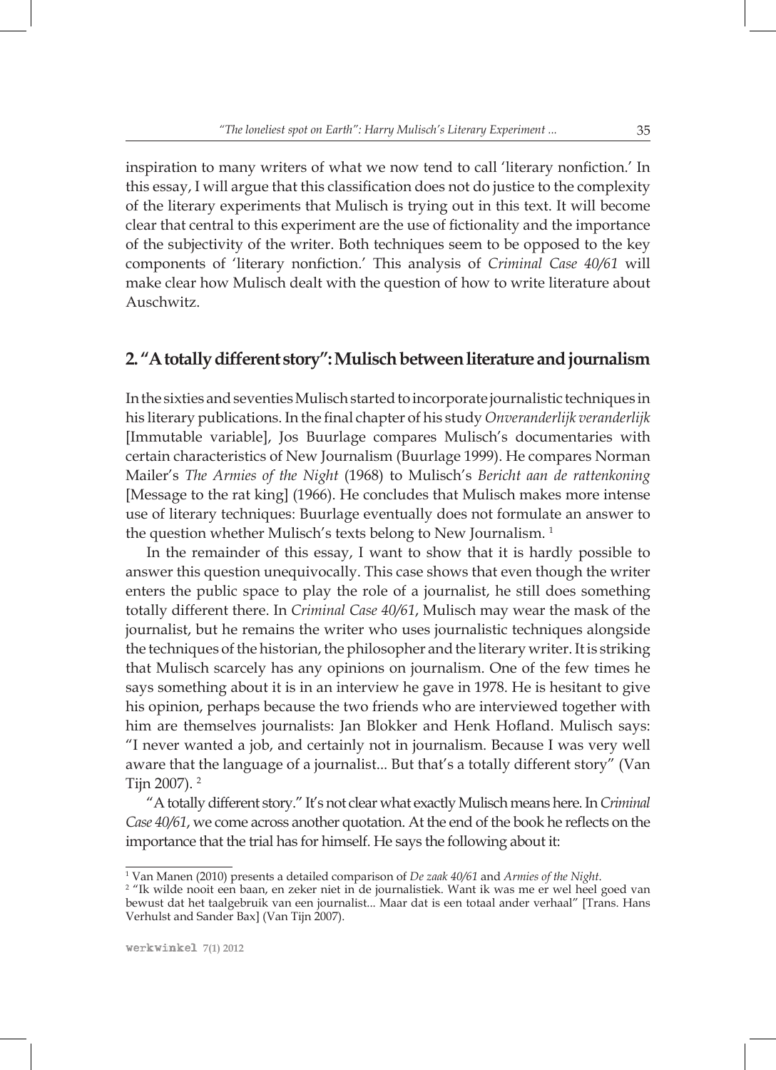inspiration to many writers of what we now tend to call 'literary nonfiction.' In this essay, I will argue that this classification does not do justice to the complexity of the literary experiments that Mulisch is trying out in this text. It will become clear that central to this experiment are the use of fictionality and the importance of the subjectivity of the writer. Both techniques seem to be opposed to the key components of 'literary nonfiction.' This analysis of *Criminal Case 40/61* will make clear how Mulisch dealt with the question of how to write literature about Auschwitz.

## 2. "A totally different story": Mulisch between literature and journalism

In the sixties and seventies Mulisch started to incorporate journalistic techniques in his literary publications. In the final chapter of his study *Onveranderlijk veranderlijk* [Immutable variable], Jos Buurlage compares Mulisch's documentaries with certain characteristics of New Journalism (Buurlage 1999). He compares Norman Mailer's *The Armies of the Night* (1968) to Mulisch's *Bericht aan de rattenkoning* [Message to the rat king] (1966). He concludes that Mulisch makes more intense use of literary techniques: Buurlage eventually does not formulate an answer to the question whether Mulisch's texts belong to New Journalism. [1]

In the remainder of this essay, I want to show that it is hardly possible to answer this question unequivocally. This case shows that even though the writer enters the public space to play the role of a journalist, he still does something totally different there. In *Criminal Case 40/61*, Mulisch may wear the mask of the journalist, but he remains the writer who uses journalistic techniques alongside the techniques of the historian, the philosopher and the literary writer. It is striking that Mulisch scarcely has any opinions on journalism. One of the few times he says something about it is in an interview he gave in 1978. He is hesitant to give his opinion, perhaps because the two friends who are interviewed together with him are themselves journalists: Jan Blokker and Henk Hofland. Mulisch says: "I never wanted a job, and certainly not in journalism. Because I was very well aware that the language of a journalist... But that's a totally different story" (Van Tijn 2007). [2]

"A totally different story." It's not clear what exactly Mulisch means here. In *Criminal Case 40/61*, we come across another quotation. At the end of the book he reflects on the importance that the trial has for himself. He says the following about it:

---

[1] Van Manen (2010) presents a detailed comparison of *De zaak 40/61* and *Armies of the Night*.

[2] "Ik wilde nooit een baan, en zeker niet in de journalistiek. Want ik was me er wel heel goed van bewust dat het taalgebruik van een journalist... Maar dat is een totaal ander verhaal" [Trans. Hans Verhulst and Sander Bax] (Van Tijn 2007).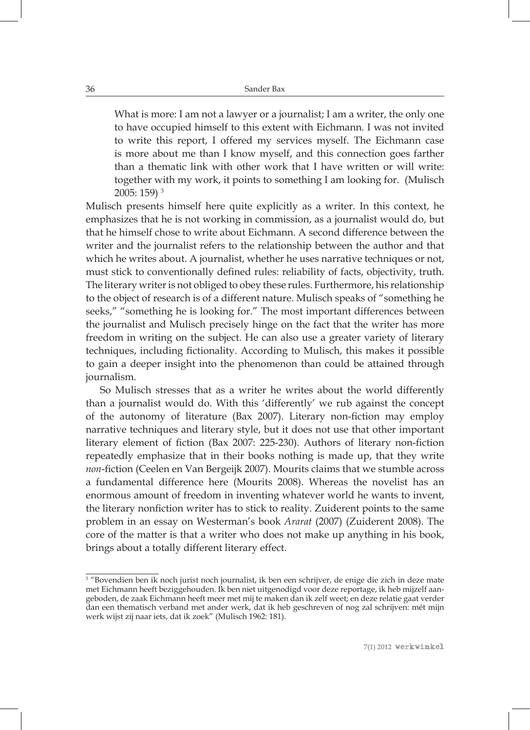> What is more: I am not a lawyer or a journalist; I am a writer, the only one to have occupied himself to this extent with Eichmann. I was not invited to write this report, I offered my services myself. The Eichmann case is more about me than I know myself, and this connection goes farther than a thematic link with other work that I have written or will write: together with my work, it points to something I am looking for. (Mulisch 2005: 159) [3]

Mulisch presents himself here quite explicitly as a writer. In this context, he emphasizes that he is not working in commission, as a journalist would do, but that he himself chose to write about Eichmann. A second difference between the writer and the journalist refers to the relationship between the author and that which he writes about. A journalist, whether he uses narrative techniques or not, must stick to conventionally defined rules: reliability of facts, objectivity, truth. The literary writer is not obliged to obey these rules. Furthermore, his relationship to the object of research is of a different nature. Mulisch speaks of "something he seeks," "something he is looking for." The most important differences between the journalist and Mulisch precisely hinge on the fact that the writer has more freedom in writing on the subject. He can also use a greater variety of literary techniques, including fictionality. According to Mulisch, this makes it possible to gain a deeper insight into the phenomenon than could be attained through journalism.

So Mulisch stresses that as a writer he writes about the world differently than a journalist would do. With this 'differently' we rub against the concept of the autonomy of literature (Bax 2007). Literary non-fiction may employ narrative techniques and literary style, but it does not use that other important literary element of fiction (Bax 2007: 225-230). Authors of literary non-fiction repeatedly emphasize that in their books nothing is made up, that they write *non*-fiction (Ceelen en Van Bergeijk 2007). Mourits claims that we stumble across a fundamental difference here (Mourits 2008). Whereas the novelist has an enormous amount of freedom in inventing whatever world he wants to invent, the literary nonfiction writer has to stick to reality. Zuiderent points to the same problem in an essay on Westerman's book *Ararat* (2007) (Zuiderent 2008). The core of the matter is that a writer who does not make up anything in his book, brings about a totally different literary effect.

---

[3] "Bovendien ben ik noch jurist noch journalist, ik ben een schrijver, de enige die zich in deze mate met Eichmann heeft beziggehouden. Ik ben niet uitgenodigd voor deze reportage, ik heb mijzelf aangeboden, de zaak Eichmann heeft meer met mij te maken dan ik zelf weet; en deze relatie gaat verder dan een thematisch verband met ander werk, dat ik heb geschreven of nog zal schrijven: mét mijn werk wijst zij naar iets, dat ik zoek" (Mulisch 1962: 181).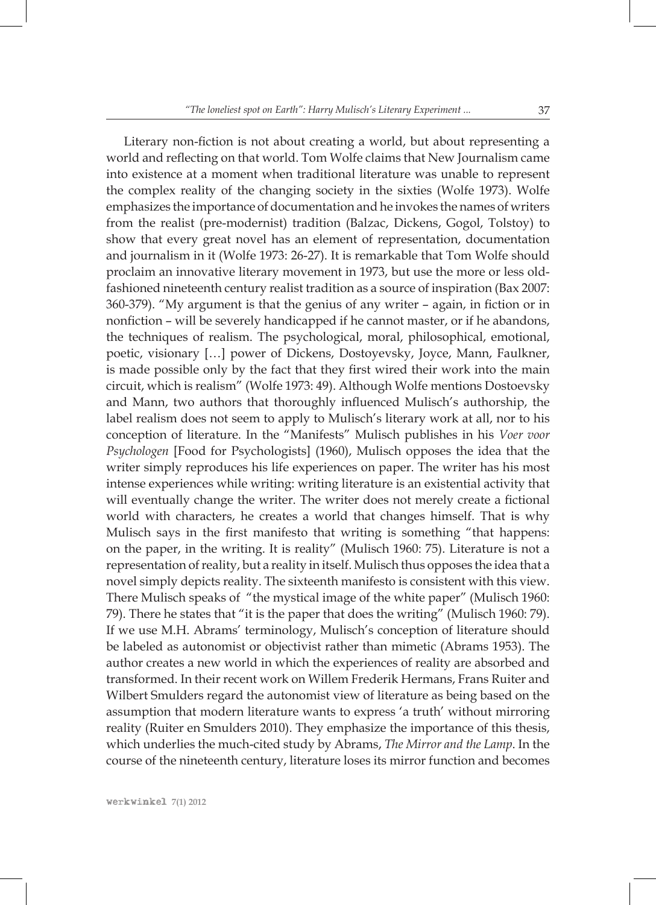Literary non-fiction is not about creating a world, but about representing a world and reflecting on that world. Tom Wolfe claims that New Journalism came into existence at a moment when traditional literature was unable to represent the complex reality of the changing society in the sixties (Wolfe 1973). Wolfe emphasizes the importance of documentation and he invokes the names of writers from the realist (pre-modernist) tradition (Balzac, Dickens, Gogol, Tolstoy) to show that every great novel has an element of representation, documentation and journalism in it (Wolfe 1973: 26-27). It is remarkable that Tom Wolfe should proclaim an innovative literary movement in 1973, but use the more or less old-fashioned nineteenth century realist tradition as a source of inspiration (Bax 2007: 360-379). "My argument is that the genius of any writer – again, in fiction or in nonfiction – will be severely handicapped if he cannot master, or if he abandons, the techniques of realism. The psychological, moral, philosophical, emotional, poetic, visionary […] power of Dickens, Dostoyevsky, Joyce, Mann, Faulkner, is made possible only by the fact that they first wired their work into the main circuit, which is realism" (Wolfe 1973: 49). Although Wolfe mentions Dostoevsky and Mann, two authors that thoroughly influenced Mulisch's authorship, the label realism does not seem to apply to Mulisch's literary work at all, nor to his conception of literature. In the "Manifests" Mulisch publishes in his *Voer voor Psychologen* [Food for Psychologists] (1960), Mulisch opposes the idea that the writer simply reproduces his life experiences on paper. The writer has his most intense experiences while writing: writing literature is an existential activity that will eventually change the writer. The writer does not merely create a fictional world with characters, he creates a world that changes himself. That is why Mulisch says in the first manifesto that writing is something "that happens: on the paper, in the writing. It is reality" (Mulisch 1960: 75). Literature is not a representation of reality, but a reality in itself. Mulisch thus opposes the idea that a novel simply depicts reality. The sixteenth manifesto is consistent with this view. There Mulisch speaks of "the mystical image of the white paper" (Mulisch 1960: 79). There he states that "it is the paper that does the writing" (Mulisch 1960: 79). If we use M.H. Abrams' terminology, Mulisch's conception of literature should be labeled as autonomist or objectivist rather than mimetic (Abrams 1953). The author creates a new world in which the experiences of reality are absorbed and transformed. In their recent work on Willem Frederik Hermans, Frans Ruiter and Wilbert Smulders regard the autonomist view of literature as being based on the assumption that modern literature wants to express 'a truth' without mirroring reality (Ruiter en Smulders 2010). They emphasize the importance of this thesis, which underlies the much-cited study by Abrams, *The Mirror and the Lamp*. In the course of the nineteenth century, literature loses its mirror function and becomes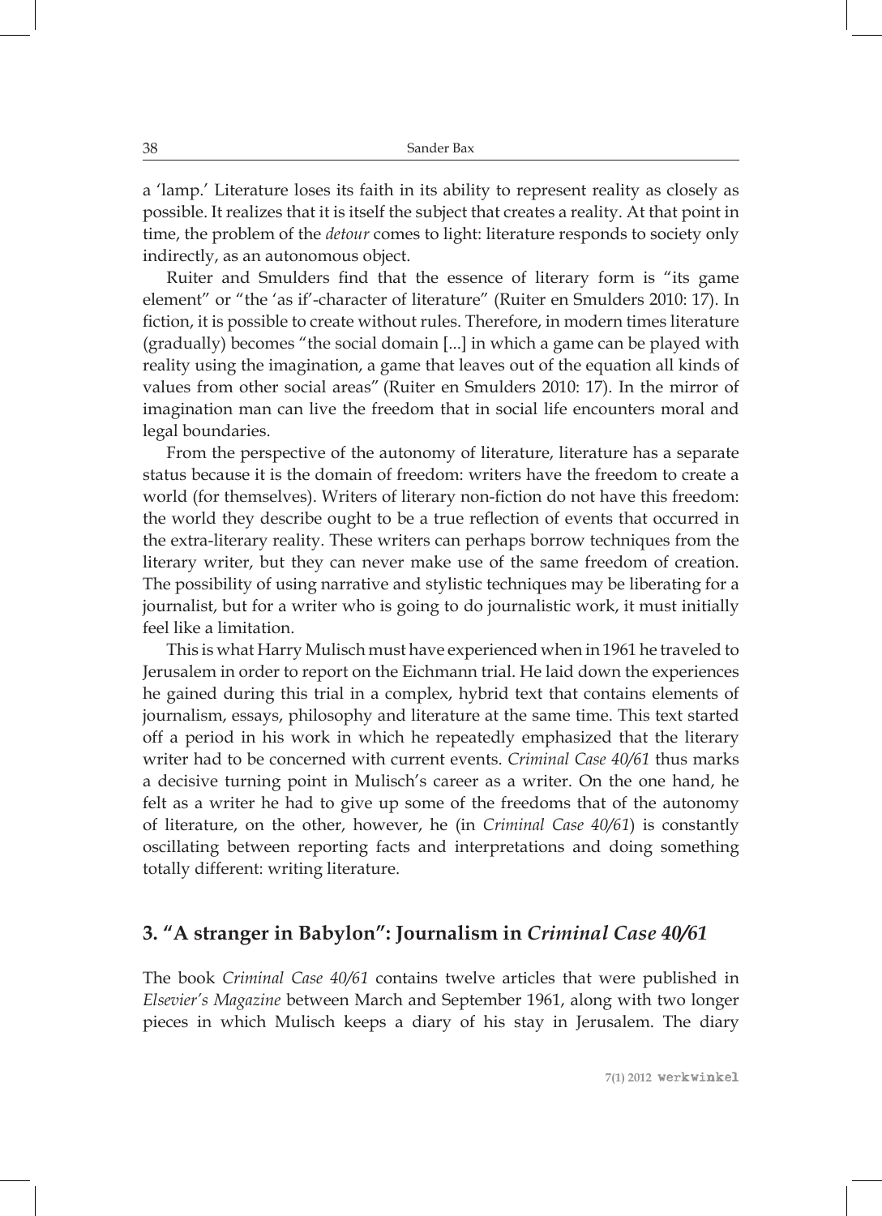a 'lamp.' Literature loses its faith in its ability to represent reality as closely as possible. It realizes that it is itself the subject that creates a reality. At that point in time, the problem of the *detour* comes to light: literature responds to society only indirectly, as an autonomous object.

Ruiter and Smulders find that the essence of literary form is "its game element" or "the 'as if'-character of literature" (Ruiter en Smulders 2010: 17). In fiction, it is possible to create without rules. Therefore, in modern times literature (gradually) becomes "the social domain [...] in which a game can be played with reality using the imagination, a game that leaves out of the equation all kinds of values from other social areas" (Ruiter en Smulders 2010: 17). In the mirror of imagination man can live the freedom that in social life encounters moral and legal boundaries.

From the perspective of the autonomy of literature, literature has a separate status because it is the domain of freedom: writers have the freedom to create a world (for themselves). Writers of literary non-fiction do not have this freedom: the world they describe ought to be a true reflection of events that occurred in the extra-literary reality. These writers can perhaps borrow techniques from the literary writer, but they can never make use of the same freedom of creation. The possibility of using narrative and stylistic techniques may be liberating for a journalist, but for a writer who is going to do journalistic work, it must initially feel like a limitation.

This is what Harry Mulisch must have experienced when in 1961 he traveled to Jerusalem in order to report on the Eichmann trial. He laid down the experiences he gained during this trial in a complex, hybrid text that contains elements of journalism, essays, philosophy and literature at the same time. This text started off a period in his work in which he repeatedly emphasized that the literary writer had to be concerned with current events. *Criminal Case 40/61* thus marks a decisive turning point in Mulisch's career as a writer. On the one hand, he felt as a writer he had to give up some of the freedoms that of the autonomy of literature, on the other, however, he (in *Criminal Case 40/61*) is constantly oscillating between reporting facts and interpretations and doing something totally different: writing literature.

## 3. "A stranger in Babylon": Journalism in *Criminal Case 40/61*

The book *Criminal Case 40/61* contains twelve articles that were published in *Elsevier's Magazine* between March and September 1961, along with two longer pieces in which Mulisch keeps a diary of his stay in Jerusalem. The diary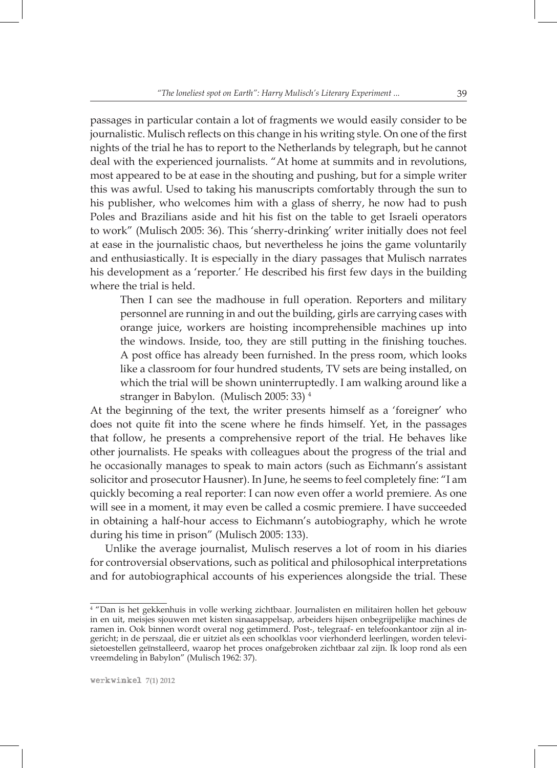passages in particular contain a lot of fragments we would easily consider to be journalistic. Mulisch reflects on this change in his writing style. On one of the first nights of the trial he has to report to the Netherlands by telegraph, but he cannot deal with the experienced journalists. "At home at summits and in revolutions, most appeared to be at ease in the shouting and pushing, but for a simple writer this was awful. Used to taking his manuscripts comfortably through the sun to his publisher, who welcomes him with a glass of sherry, he now had to push Poles and Brazilians aside and hit his fist on the table to get Israeli operators to work" (Mulisch 2005: 36). This 'sherry-drinking' writer initially does not feel at ease in the journalistic chaos, but nevertheless he joins the game voluntarily and enthusiastically. It is especially in the diary passages that Mulisch narrates his development as a 'reporter.' He described his first few days in the building where the trial is held.

> Then I can see the madhouse in full operation. Reporters and military personnel are running in and out the building, girls are carrying cases with orange juice, workers are hoisting incomprehensible machines up into the windows. Inside, too, they are still putting in the finishing touches. A post office has already been furnished. In the press room, which looks like a classroom for four hundred students, TV sets are being installed, on which the trial will be shown uninterruptedly. I am walking around like a stranger in Babylon. (Mulisch 2005: 33) [4]

At the beginning of the text, the writer presents himself as a 'foreigner' who does not quite fit into the scene where he finds himself. Yet, in the passages that follow, he presents a comprehensive report of the trial. He behaves like other journalists. He speaks with colleagues about the progress of the trial and he occasionally manages to speak to main actors (such as Eichmann's assistant solicitor and prosecutor Hausner). In June, he seems to feel completely fine: "I am quickly becoming a real reporter: I can now even offer a world premiere. As one will see in a moment, it may even be called a cosmic premiere. I have succeeded in obtaining a half-hour access to Eichmann's autobiography, which he wrote during his time in prison" (Mulisch 2005: 133).

Unlike the average journalist, Mulisch reserves a lot of room in his diaries for controversial observations, such as political and philosophical interpretations and for autobiographical accounts of his experiences alongside the trial. These

[4] "Dan is het gekkenhuis in volle werking zichtbaar. Journalisten en militairen hollen het gebouw in en uit, meisjes sjouwen met kisten sinaasappelsap, arbeiders hijsen onbegrijpelijke machines de ramen in. Ook binnen wordt overal nog getimmerd. Post-, telegraaf- en telefoonkantoor zijn al ingericht; in de perszaal, die er uitziet als een schoolklas voor vierhonderd leerlingen, worden televisietoestellen geïnstalleerd, waarop het proces onafgebroken zichtbaar zal zijn. Ik loop rond als een vreemdeling in Babylon" (Mulisch 1962: 37).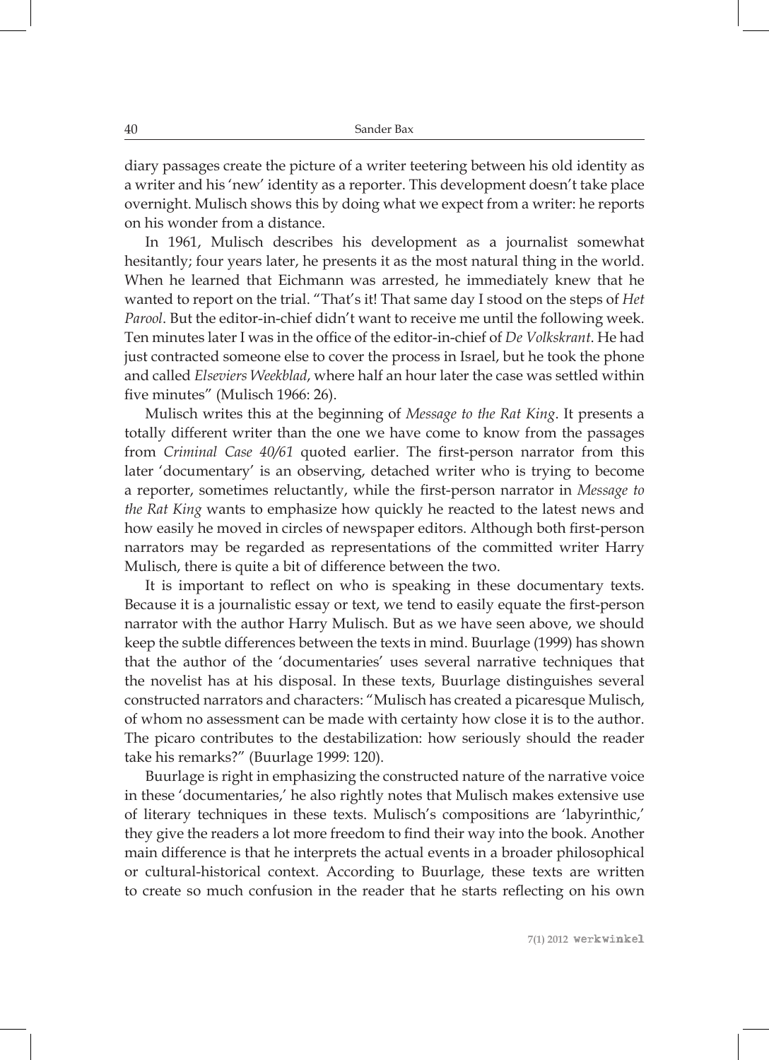diary passages create the picture of a writer teetering between his old identity as a writer and his 'new' identity as a reporter. This development doesn't take place overnight. Mulisch shows this by doing what we expect from a writer: he reports on his wonder from a distance.

In 1961, Mulisch describes his development as a journalist somewhat hesitantly; four years later, he presents it as the most natural thing in the world. When he learned that Eichmann was arrested, he immediately knew that he wanted to report on the trial. "That's it! That same day I stood on the steps of *Het Parool*. But the editor-in-chief didn't want to receive me until the following week. Ten minutes later I was in the office of the editor-in-chief of *De Volkskrant*. He had just contracted someone else to cover the process in Israel, but he took the phone and called *Elseviers Weekblad*, where half an hour later the case was settled within five minutes" (Mulisch 1966: 26).

Mulisch writes this at the beginning of *Message to the Rat King*. It presents a totally different writer than the one we have come to know from the passages from *Criminal Case 40/61* quoted earlier. The first-person narrator from this later 'documentary' is an observing, detached writer who is trying to become a reporter, sometimes reluctantly, while the first-person narrator in *Message to the Rat King* wants to emphasize how quickly he reacted to the latest news and how easily he moved in circles of newspaper editors. Although both first-person narrators may be regarded as representations of the committed writer Harry Mulisch, there is quite a bit of difference between the two.

It is important to reflect on who is speaking in these documentary texts. Because it is a journalistic essay or text, we tend to easily equate the first-person narrator with the author Harry Mulisch. But as we have seen above, we should keep the subtle differences between the texts in mind. Buurlage (1999) has shown that the author of the 'documentaries' uses several narrative techniques that the novelist has at his disposal. In these texts, Buurlage distinguishes several constructed narrators and characters: "Mulisch has created a picaresque Mulisch, of whom no assessment can be made with certainty how close it is to the author. The picaro contributes to the destabilization: how seriously should the reader take his remarks?" (Buurlage 1999: 120).

Buurlage is right in emphasizing the constructed nature of the narrative voice in these 'documentaries,' he also rightly notes that Mulisch makes extensive use of literary techniques in these texts. Mulisch's compositions are 'labyrinthic,' they give the readers a lot more freedom to find their way into the book. Another main difference is that he interprets the actual events in a broader philosophical or cultural-historical context. According to Buurlage, these texts are written to create so much confusion in the reader that he starts reflecting on his own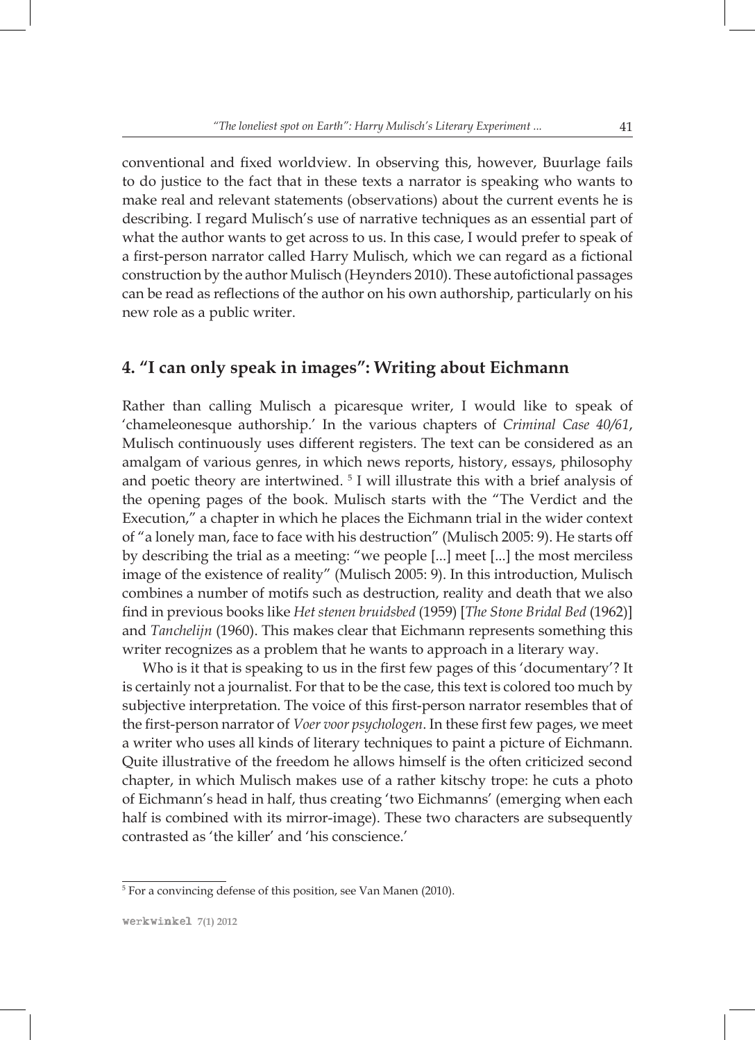conventional and fixed worldview. In observing this, however, Buurlage fails to do justice to the fact that in these texts a narrator is speaking who wants to make real and relevant statements (observations) about the current events he is describing. I regard Mulisch's use of narrative techniques as an essential part of what the author wants to get across to us. In this case, I would prefer to speak of a first-person narrator called Harry Mulisch, which we can regard as a fictional construction by the author Mulisch (Heynders 2010). These autofictional passages can be read as reflections of the author on his own authorship, particularly on his new role as a public writer.

## 4. "I can only speak in images": Writing about Eichmann

Rather than calling Mulisch a picaresque writer, I would like to speak of 'chameleonesque authorship.' In the various chapters of *Criminal Case 40/61*, Mulisch continuously uses different registers. The text can be considered as an amalgam of various genres, in which news reports, history, essays, philosophy and poetic theory are intertwined. [5] I will illustrate this with a brief analysis of the opening pages of the book. Mulisch starts with the "The Verdict and the Execution," a chapter in which he places the Eichmann trial in the wider context of "a lonely man, face to face with his destruction" (Mulisch 2005: 9). He starts off by describing the trial as a meeting: "we people [...] meet [...] the most merciless image of the existence of reality" (Mulisch 2005: 9). In this introduction, Mulisch combines a number of motifs such as destruction, reality and death that we also find in previous books like *Het stenen bruidsbed* (1959) [*The Stone Bridal Bed* (1962)] and *Tanchelijn* (1960). This makes clear that Eichmann represents something this writer recognizes as a problem that he wants to approach in a literary way.

Who is it that is speaking to us in the first few pages of this 'documentary'? It is certainly not a journalist. For that to be the case, this text is colored too much by subjective interpretation. The voice of this first-person narrator resembles that of the first-person narrator of *Voer voor psychologen*. In these first few pages, we meet a writer who uses all kinds of literary techniques to paint a picture of Eichmann. Quite illustrative of the freedom he allows himself is the often criticized second chapter, in which Mulisch makes use of a rather kitschy trope: he cuts a photo of Eichmann's head in half, thus creating 'two Eichmanns' (emerging when each half is combined with its mirror-image). These two characters are subsequently contrasted as 'the killer' and 'his conscience.'

---

[5] For a convincing defense of this position, see Van Manen (2010).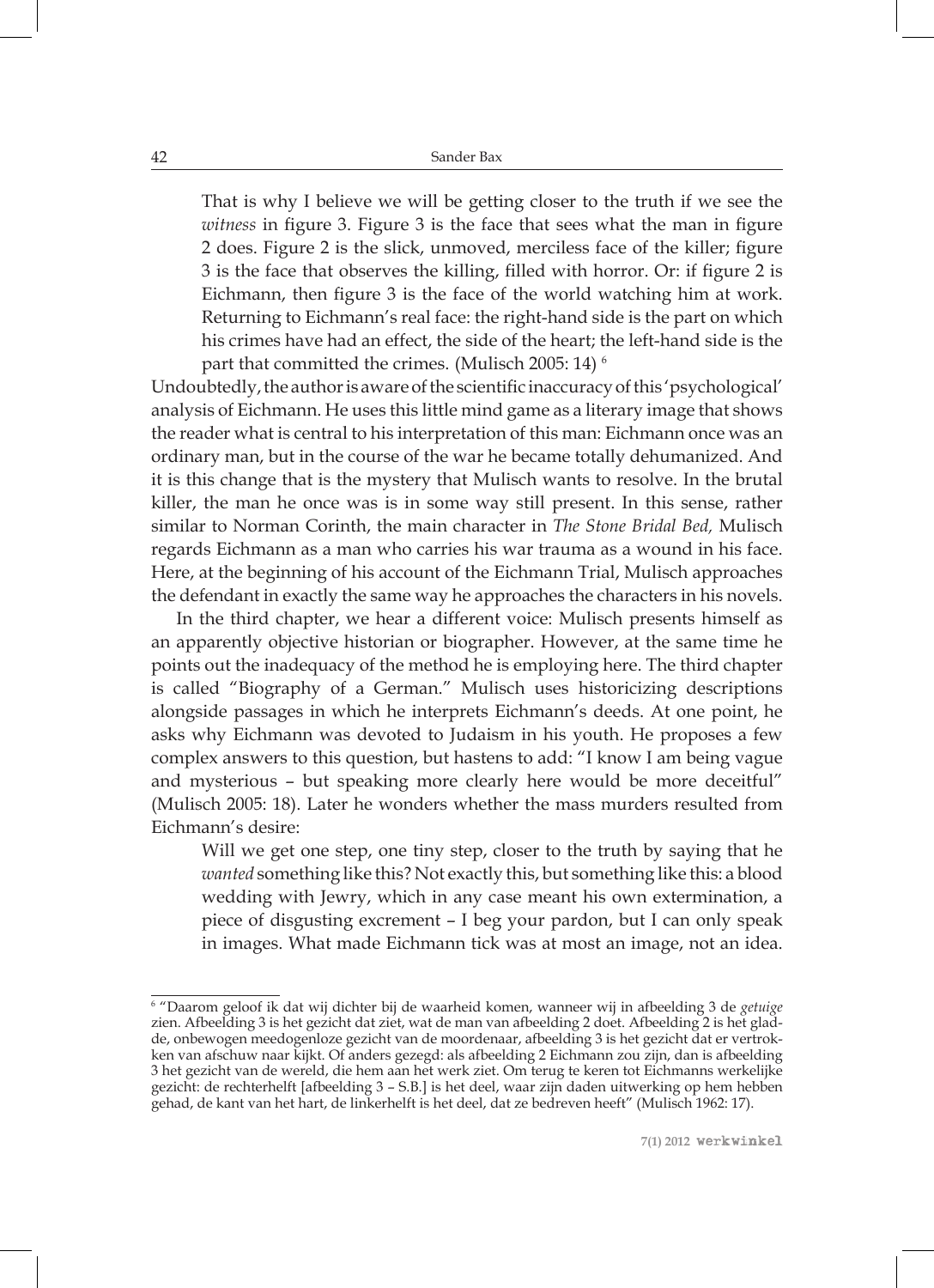> That is why I believe we will be getting closer to the truth if we see the *witness* in figure 3. Figure 3 is the face that sees what the man in figure 2 does. Figure 2 is the slick, unmoved, merciless face of the killer; figure 3 is the face that observes the killing, filled with horror. Or: if figure 2 is Eichmann, then figure 3 is the face of the world watching him at work. Returning to Eichmann's real face: the right-hand side is the part on which his crimes have had an effect, the side of the heart; the left-hand side is the part that committed the crimes. (Mulisch 2005: 14) [6]

Undoubtedly, the author is aware of the scientific inaccuracy of this 'psychological' analysis of Eichmann. He uses this little mind game as a literary image that shows the reader what is central to his interpretation of this man: Eichmann once was an ordinary man, but in the course of the war he became totally dehumanized. And it is this change that is the mystery that Mulisch wants to resolve. In the brutal killer, the man he once was is in some way still present. In this sense, rather similar to Norman Corinth, the main character in *The Stone Bridal Bed,* Mulisch regards Eichmann as a man who carries his war trauma as a wound in his face. Here, at the beginning of his account of the Eichmann Trial, Mulisch approaches the defendant in exactly the same way he approaches the characters in his novels.

In the third chapter, we hear a different voice: Mulisch presents himself as an apparently objective historian or biographer. However, at the same time he points out the inadequacy of the method he is employing here. The third chapter is called "Biography of a German." Mulisch uses historicizing descriptions alongside passages in which he interprets Eichmann's deeds. At one point, he asks why Eichmann was devoted to Judaism in his youth. He proposes a few complex answers to this question, but hastens to add: "I know I am being vague and mysterious – but speaking more clearly here would be more deceitful" (Mulisch 2005: 18). Later he wonders whether the mass murders resulted from Eichmann's desire:

> Will we get one step, one tiny step, closer to the truth by saying that he *wanted* something like this? Not exactly this, but something like this: a blood wedding with Jewry, which in any case meant his own extermination, a piece of disgusting excrement – I beg your pardon, but I can only speak in images. What made Eichmann tick was at most an image, not an idea.

---

[6] "Daarom geloof ik dat wij dichter bij de waarheid komen, wanneer wij in afbeelding 3 de *getuige* zien. Afbeelding 3 is het gezicht dat ziet, wat de man van afbeelding 2 doet. Afbeelding 2 is het gladde, onbewogen meedogenloze gezicht van de moordenaar, afbeelding 3 is het gezicht dat er vertrokken van afschuw naar kijkt. Of anders gezegd: als afbeelding 2 Eichmann zou zijn, dan is afbeelding 3 het gezicht van de wereld, die hem aan het werk ziet. Om terug te keren tot Eichmanns werkelijke gezicht: de rechterhelft [afbeelding 3 – S.B.] is het deel, waar zijn daden uitwerking op hem hebben gehad, de kant van het hart, de linkerhelft is het deel, dat ze bedreven heeft" (Mulisch 1962: 17).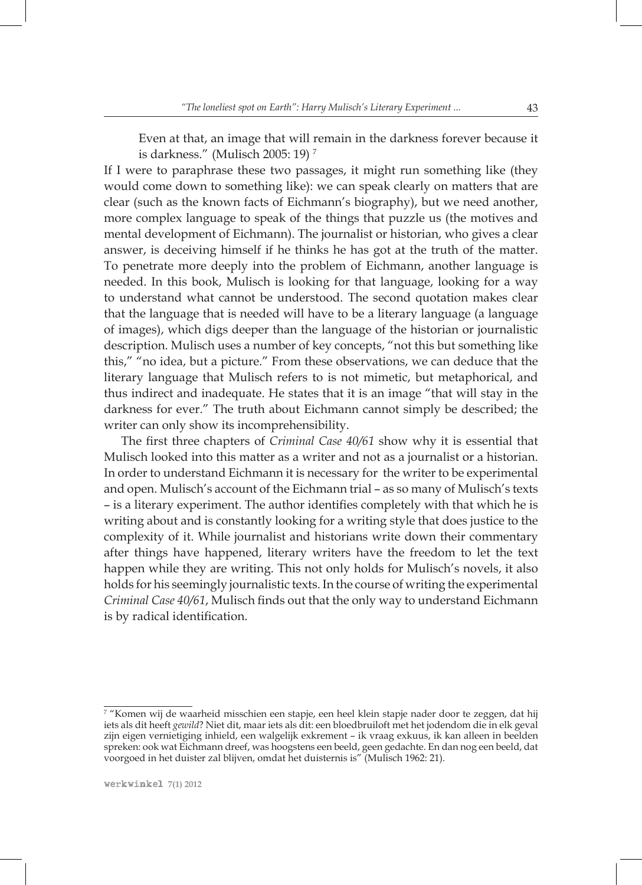Even at that, an image that will remain in the darkness forever because it is darkness." (Mulisch 2005: 19) [7]

If I were to paraphrase these two passages, it might run something like (they would come down to something like): we can speak clearly on matters that are clear (such as the known facts of Eichmann's biography), but we need another, more complex language to speak of the things that puzzle us (the motives and mental development of Eichmann). The journalist or historian, who gives a clear answer, is deceiving himself if he thinks he has got at the truth of the matter. To penetrate more deeply into the problem of Eichmann, another language is needed. In this book, Mulisch is looking for that language, looking for a way to understand what cannot be understood. The second quotation makes clear that the language that is needed will have to be a literary language (a language of images), which digs deeper than the language of the historian or journalistic description. Mulisch uses a number of key concepts, "not this but something like this," "no idea, but a picture." From these observations, we can deduce that the literary language that Mulisch refers to is not mimetic, but metaphorical, and thus indirect and inadequate. He states that it is an image "that will stay in the darkness for ever." The truth about Eichmann cannot simply be described; the writer can only show its incomprehensibility.

The first three chapters of *Criminal Case 40/61* show why it is essential that Mulisch looked into this matter as a writer and not as a journalist or a historian. In order to understand Eichmann it is necessary for the writer to be experimental and open. Mulisch's account of the Eichmann trial – as so many of Mulisch's texts – is a literary experiment. The author identifies completely with that which he is writing about and is constantly looking for a writing style that does justice to the complexity of it. While journalist and historians write down their commentary after things have happened, literary writers have the freedom to let the text happen while they are writing. This not only holds for Mulisch's novels, it also holds for his seemingly journalistic texts. In the course of writing the experimental *Criminal Case 40/61*, Mulisch finds out that the only way to understand Eichmann is by radical identification.

---

[7] "Komen wij de waarheid misschien een stapje, een heel klein stapje nader door te zeggen, dat hij iets als dit heeft *gewild*? Niet dit, maar iets als dit: een bloedbruiloft met het jodendom die in elk geval zijn eigen vernietiging inhield, een walgelijk exkrement – ik vraag exkuus, ik kan alleen in beelden spreken: ook wat Eichmann dreef, was hoogstens een beeld, geen gedachte. En dan nog een beeld, dat voorgoed in het duister zal blijven, omdat het duisternis is" (Mulisch 1962: 21).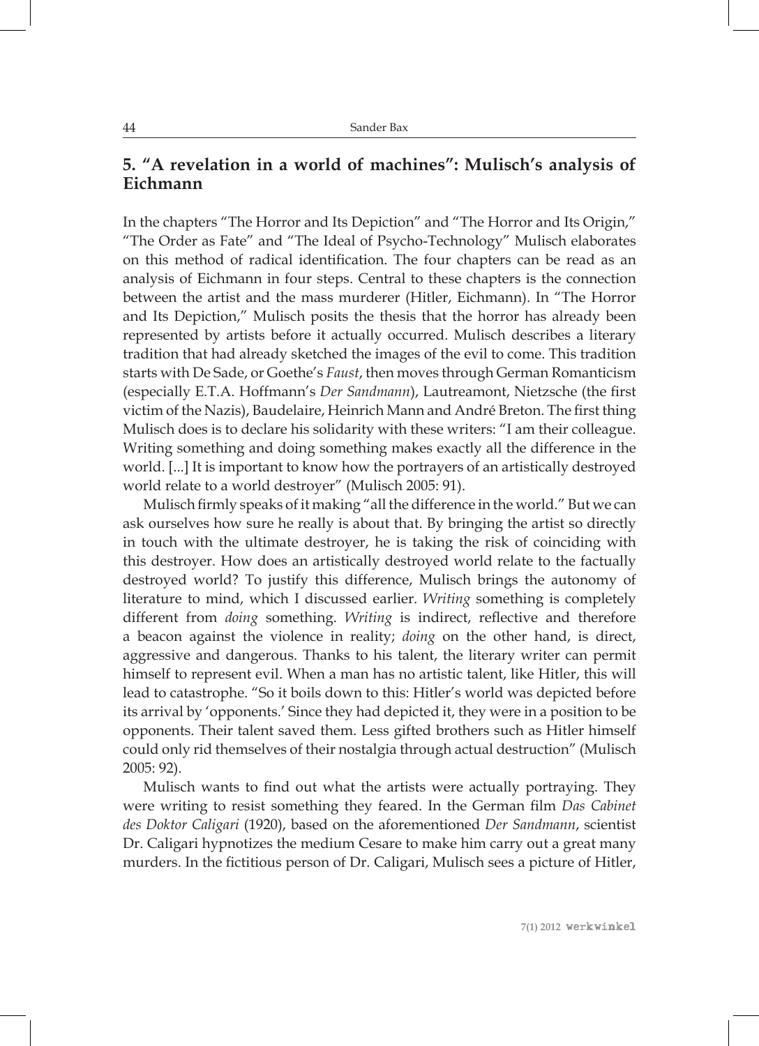## 5. "A revelation in a world of machines": Mulisch's analysis of Eichmann

In the chapters "The Horror and Its Depiction" and "The Horror and Its Origin," "The Order as Fate" and "The Ideal of Psycho-Technology" Mulisch elaborates on this method of radical identification. The four chapters can be read as an analysis of Eichmann in four steps. Central to these chapters is the connection between the artist and the mass murderer (Hitler, Eichmann). In "The Horror and Its Depiction," Mulisch posits the thesis that the horror has already been represented by artists before it actually occurred. Mulisch describes a literary tradition that had already sketched the images of the evil to come. This tradition starts with De Sade, or Goethe's *Faust*, then moves through German Romanticism (especially E.T.A. Hoffmann's *Der Sandmann*), Lautreamont, Nietzsche (the first victim of the Nazis), Baudelaire, Heinrich Mann and André Breton. The first thing Mulisch does is to declare his solidarity with these writers: "I am their colleague. Writing something and doing something makes exactly all the difference in the world. [...] It is important to know how the portrayers of an artistically destroyed world relate to a world destroyer" (Mulisch 2005: 91).

Mulisch firmly speaks of it making "all the difference in the world." But we can ask ourselves how sure he really is about that. By bringing the artist so directly in touch with the ultimate destroyer, he is taking the risk of coinciding with this destroyer. How does an artistically destroyed world relate to the factually destroyed world? To justify this difference, Mulisch brings the autonomy of literature to mind, which I discussed earlier. *Writing* something is completely different from *doing* something. *Writing* is indirect, reflective and therefore a beacon against the violence in reality; *doing* on the other hand, is direct, aggressive and dangerous. Thanks to his talent, the literary writer can permit himself to represent evil. When a man has no artistic talent, like Hitler, this will lead to catastrophe. "So it boils down to this: Hitler's world was depicted before its arrival by 'opponents.' Since they had depicted it, they were in a position to be opponents. Their talent saved them. Less gifted brothers such as Hitler himself could only rid themselves of their nostalgia through actual destruction" (Mulisch 2005: 92).

Mulisch wants to find out what the artists were actually portraying. They were writing to resist something they feared. In the German film *Das Cabinet des Doktor Caligari* (1920), based on the aforementioned *Der Sandmann*, scientist Dr. Caligari hypnotizes the medium Cesare to make him carry out a great many murders. In the fictitious person of Dr. Caligari, Mulisch sees a picture of Hitler,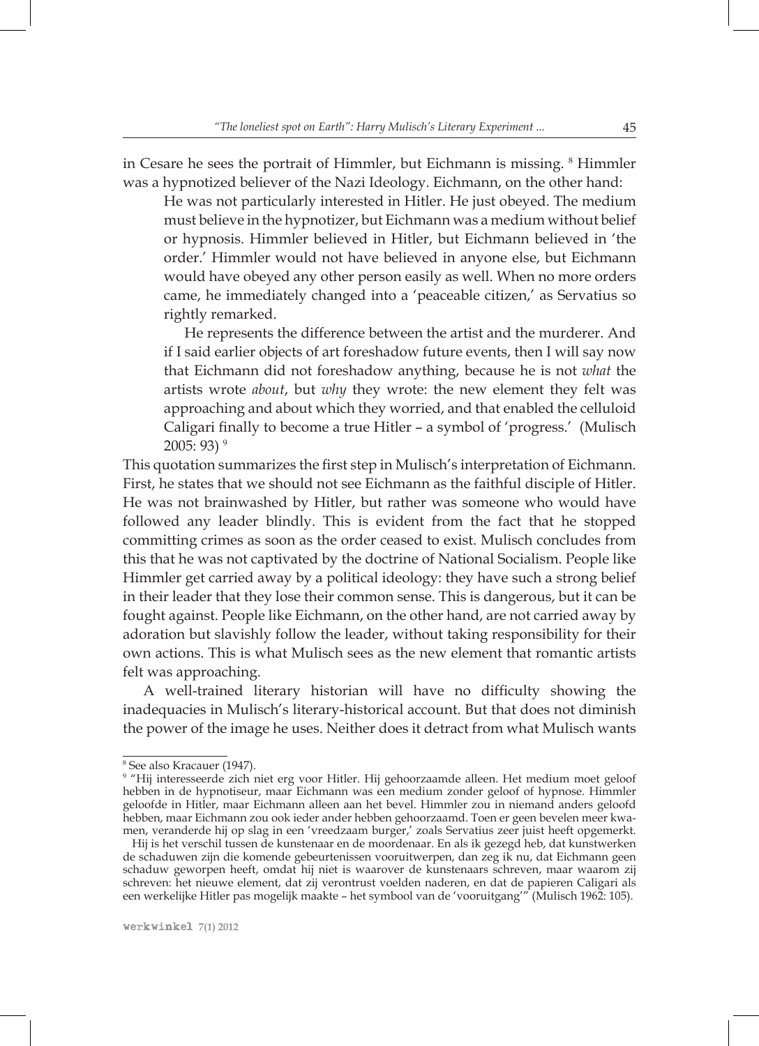in Cesare he sees the portrait of Himmler, but Eichmann is missing. [8] Himmler was a hypnotized believer of the Nazi Ideology. Eichmann, on the other hand:

> He was not particularly interested in Hitler. He just obeyed. The medium must believe in the hypnotizer, but Eichmann was a medium without belief or hypnosis. Himmler believed in Hitler, but Eichmann believed in 'the order.' Himmler would not have believed in anyone else, but Eichmann would have obeyed any other person easily as well. When no more orders came, he immediately changed into a 'peaceable citizen,' as Servatius so rightly remarked.
>
> He represents the difference between the artist and the murderer. And if I said earlier objects of art foreshadow future events, then I will say now that Eichmann did not foreshadow anything, because he is not *what* the artists wrote *about*, but *why* they wrote: the new element they felt was approaching and about which they worried, and that enabled the celluloid Caligari finally to become a true Hitler – a symbol of 'progress.' (Mulisch 2005: 93) [9]

This quotation summarizes the first step in Mulisch's interpretation of Eichmann. First, he states that we should not see Eichmann as the faithful disciple of Hitler. He was not brainwashed by Hitler, but rather was someone who would have followed any leader blindly. This is evident from the fact that he stopped committing crimes as soon as the order ceased to exist. Mulisch concludes from this that he was not captivated by the doctrine of National Socialism. People like Himmler get carried away by a political ideology: they have such a strong belief in their leader that they lose their common sense. This is dangerous, but it can be fought against. People like Eichmann, on the other hand, are not carried away by adoration but slavishly follow the leader, without taking responsibility for their own actions. This is what Mulisch sees as the new element that romantic artists felt was approaching.

A well-trained literary historian will have no difficulty showing the inadequacies in Mulisch's literary-historical account. But that does not diminish the power of the image he uses. Neither does it detract from what Mulisch wants

---

[8] See also Kracauer (1947).

[9] "Hij interesseerde zich niet erg voor Hitler. Hij gehoorzaamde alleen. Het medium moet geloof hebben in de hypnotiseur, maar Eichmann was een medium zonder geloof of hypnose. Himmler geloofde in Hitler, maar Eichmann alleen aan het bevel. Himmler zou in niemand anders geloofd hebben, maar Eichmann zou ook ieder ander hebben gehoorzaamd. Toen er geen bevelen meer kwamen, veranderde hij op slag in een 'vreedzaam burger,' zoals Servatius zeer juist heeft opgemerkt.
Hij is het verschil tussen de kunstenaar en de moordenaar. En als ik gezegd heb, dat kunstwerken de schaduwen zijn die komende gebeurtenissen vooruitwerpen, dan zeg ik nu, dat Eichmann geen schaduw geworpen heeft, omdat hij niet is waarover de kunstenaars schreven, maar waarom zij schreven: het nieuwe element, dat zij verontrust voelden naderen, en dat de papieren Caligari als een werkelijke Hitler pas mogelijk maakte – het symbool van de 'vooruitgang'" (Mulisch 1962: 105).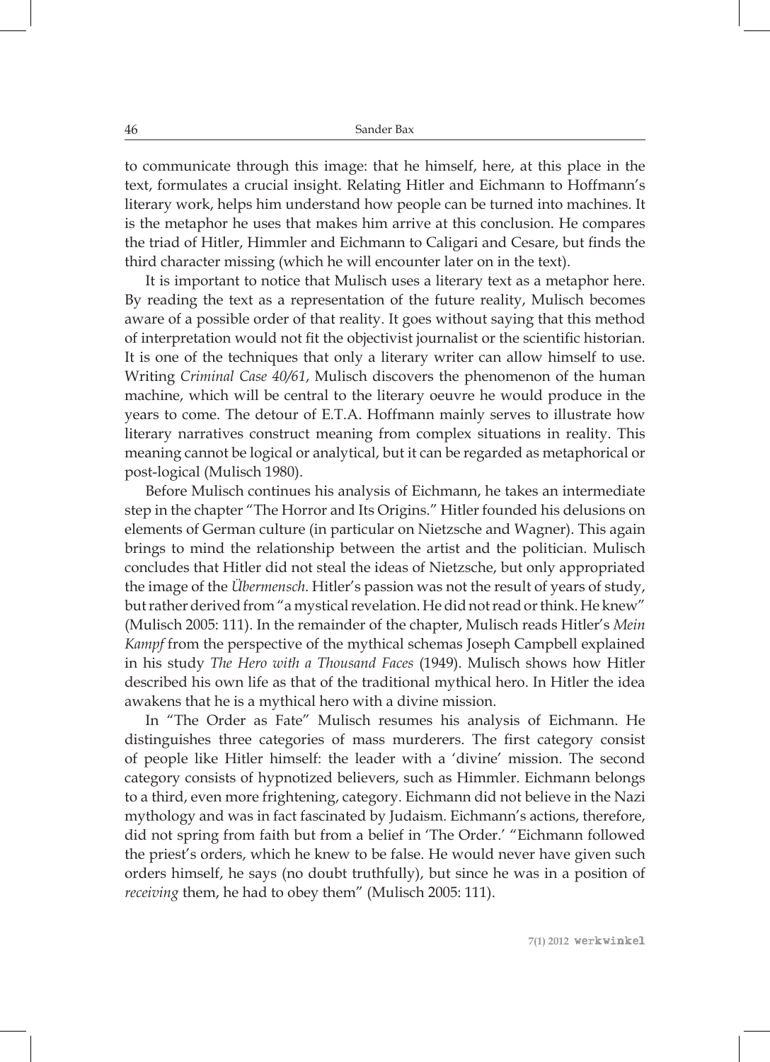to communicate through this image: that he himself, here, at this place in the text, formulates a crucial insight. Relating Hitler and Eichmann to Hoffmann's literary work, helps him understand how people can be turned into machines. It is the metaphor he uses that makes him arrive at this conclusion. He compares the triad of Hitler, Himmler and Eichmann to Caligari and Cesare, but finds the third character missing (which he will encounter later on in the text).

It is important to notice that Mulisch uses a literary text as a metaphor here. By reading the text as a representation of the future reality, Mulisch becomes aware of a possible order of that reality. It goes without saying that this method of interpretation would not fit the objectivist journalist or the scientific historian. It is one of the techniques that only a literary writer can allow himself to use. Writing *Criminal Case 40/61*, Mulisch discovers the phenomenon of the human machine, which will be central to the literary oeuvre he would produce in the years to come. The detour of E.T.A. Hoffmann mainly serves to illustrate how literary narratives construct meaning from complex situations in reality. This meaning cannot be logical or analytical, but it can be regarded as metaphorical or post-logical (Mulisch 1980).

Before Mulisch continues his analysis of Eichmann, he takes an intermediate step in the chapter "The Horror and Its Origins." Hitler founded his delusions on elements of German culture (in particular on Nietzsche and Wagner). This again brings to mind the relationship between the artist and the politician. Mulisch concludes that Hitler did not steal the ideas of Nietzsche, but only appropriated the image of the *Übermensch*. Hitler's passion was not the result of years of study, but rather derived from "a mystical revelation. He did not read or think. He knew" (Mulisch 2005: 111). In the remainder of the chapter, Mulisch reads Hitler's *Mein Kampf* from the perspective of the mythical schemas Joseph Campbell explained in his study *The Hero with a Thousand Faces* (1949). Mulisch shows how Hitler described his own life as that of the traditional mythical hero. In Hitler the idea awakens that he is a mythical hero with a divine mission.

In "The Order as Fate" Mulisch resumes his analysis of Eichmann. He distinguishes three categories of mass murderers. The first category consist of people like Hitler himself: the leader with a 'divine' mission. The second category consists of hypnotized believers, such as Himmler. Eichmann belongs to a third, even more frightening, category. Eichmann did not believe in the Nazi mythology and was in fact fascinated by Judaism. Eichmann's actions, therefore, did not spring from faith but from a belief in 'The Order.' "Eichmann followed the priest's orders, which he knew to be false. He would never have given such orders himself, he says (no doubt truthfully), but since he was in a position of *receiving* them, he had to obey them" (Mulisch 2005: 111).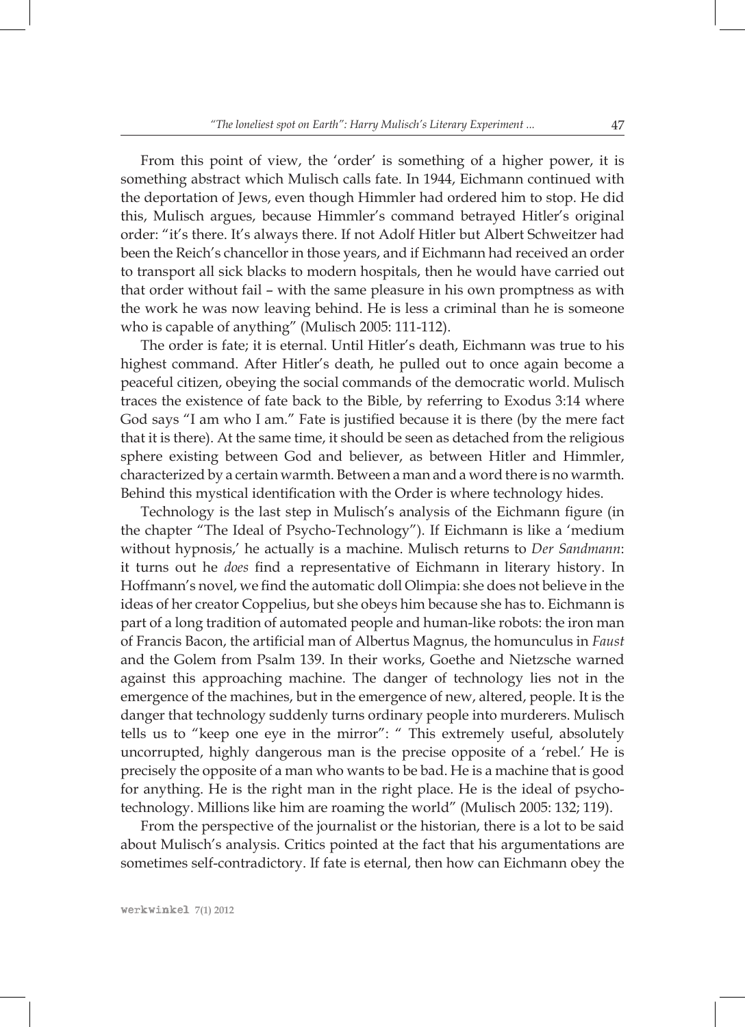From this point of view, the 'order' is something of a higher power, it is something abstract which Mulisch calls fate. In 1944, Eichmann continued with the deportation of Jews, even though Himmler had ordered him to stop. He did this, Mulisch argues, because Himmler's command betrayed Hitler's original order: "it's there. It's always there. If not Adolf Hitler but Albert Schweitzer had been the Reich's chancellor in those years, and if Eichmann had received an order to transport all sick blacks to modern hospitals, then he would have carried out that order without fail – with the same pleasure in his own promptness as with the work he was now leaving behind. He is less a criminal than he is someone who is capable of anything" (Mulisch 2005: 111-112).

The order is fate; it is eternal. Until Hitler's death, Eichmann was true to his highest command. After Hitler's death, he pulled out to once again become a peaceful citizen, obeying the social commands of the democratic world. Mulisch traces the existence of fate back to the Bible, by referring to Exodus 3:14 where God says "I am who I am." Fate is justified because it is there (by the mere fact that it is there). At the same time, it should be seen as detached from the religious sphere existing between God and believer, as between Hitler and Himmler, characterized by a certain warmth. Between a man and a word there is no warmth. Behind this mystical identification with the Order is where technology hides.

Technology is the last step in Mulisch's analysis of the Eichmann figure (in the chapter "The Ideal of Psycho-Technology"). If Eichmann is like a 'medium without hypnosis,' he actually is a machine. Mulisch returns to *Der Sandmann*: it turns out he *does* find a representative of Eichmann in literary history. In Hoffmann's novel, we find the automatic doll Olimpia: she does not believe in the ideas of her creator Coppelius, but she obeys him because she has to. Eichmann is part of a long tradition of automated people and human-like robots: the iron man of Francis Bacon, the artificial man of Albertus Magnus, the homunculus in *Faust* and the Golem from Psalm 139. In their works, Goethe and Nietzsche warned against this approaching machine. The danger of technology lies not in the emergence of the machines, but in the emergence of new, altered, people. It is the danger that technology suddenly turns ordinary people into murderers. Mulisch tells us to "keep one eye in the mirror": " This extremely useful, absolutely uncorrupted, highly dangerous man is the precise opposite of a 'rebel.' He is precisely the opposite of a man who wants to be bad. He is a machine that is good for anything. He is the right man in the right place. He is the ideal of psycho-technology. Millions like him are roaming the world" (Mulisch 2005: 132; 119).

From the perspective of the journalist or the historian, there is a lot to be said about Mulisch's analysis. Critics pointed at the fact that his argumentations are sometimes self-contradictory. If fate is eternal, then how can Eichmann obey the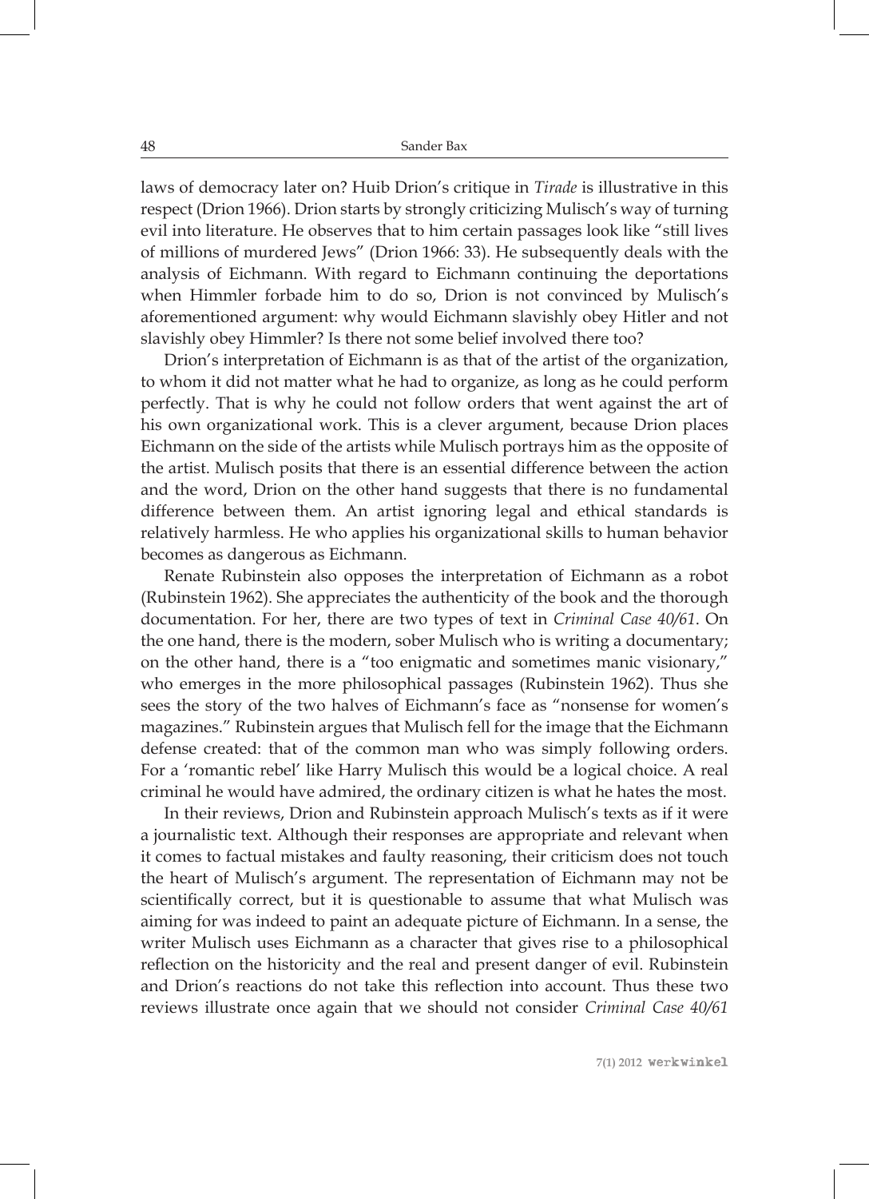laws of democracy later on? Huib Drion's critique in *Tirade* is illustrative in this respect (Drion 1966). Drion starts by strongly criticizing Mulisch's way of turning evil into literature. He observes that to him certain passages look like "still lives of millions of murdered Jews" (Drion 1966: 33). He subsequently deals with the analysis of Eichmann. With regard to Eichmann continuing the deportations when Himmler forbade him to do so, Drion is not convinced by Mulisch's aforementioned argument: why would Eichmann slavishly obey Hitler and not slavishly obey Himmler? Is there not some belief involved there too?

Drion's interpretation of Eichmann is as that of the artist of the organization, to whom it did not matter what he had to organize, as long as he could perform perfectly. That is why he could not follow orders that went against the art of his own organizational work. This is a clever argument, because Drion places Eichmann on the side of the artists while Mulisch portrays him as the opposite of the artist. Mulisch posits that there is an essential difference between the action and the word, Drion on the other hand suggests that there is no fundamental difference between them. An artist ignoring legal and ethical standards is relatively harmless. He who applies his organizational skills to human behavior becomes as dangerous as Eichmann.

Renate Rubinstein also opposes the interpretation of Eichmann as a robot (Rubinstein 1962). She appreciates the authenticity of the book and the thorough documentation. For her, there are two types of text in *Criminal Case 40/61*. On the one hand, there is the modern, sober Mulisch who is writing a documentary; on the other hand, there is a "too enigmatic and sometimes manic visionary," who emerges in the more philosophical passages (Rubinstein 1962). Thus she sees the story of the two halves of Eichmann's face as "nonsense for women's magazines." Rubinstein argues that Mulisch fell for the image that the Eichmann defense created: that of the common man who was simply following orders. For a 'romantic rebel' like Harry Mulisch this would be a logical choice. A real criminal he would have admired, the ordinary citizen is what he hates the most.

In their reviews, Drion and Rubinstein approach Mulisch's texts as if it were a journalistic text. Although their responses are appropriate and relevant when it comes to factual mistakes and faulty reasoning, their criticism does not touch the heart of Mulisch's argument. The representation of Eichmann may not be scientifically correct, but it is questionable to assume that what Mulisch was aiming for was indeed to paint an adequate picture of Eichmann. In a sense, the writer Mulisch uses Eichmann as a character that gives rise to a philosophical reflection on the historicity and the real and present danger of evil. Rubinstein and Drion's reactions do not take this reflection into account. Thus these two reviews illustrate once again that we should not consider *Criminal Case 40/61*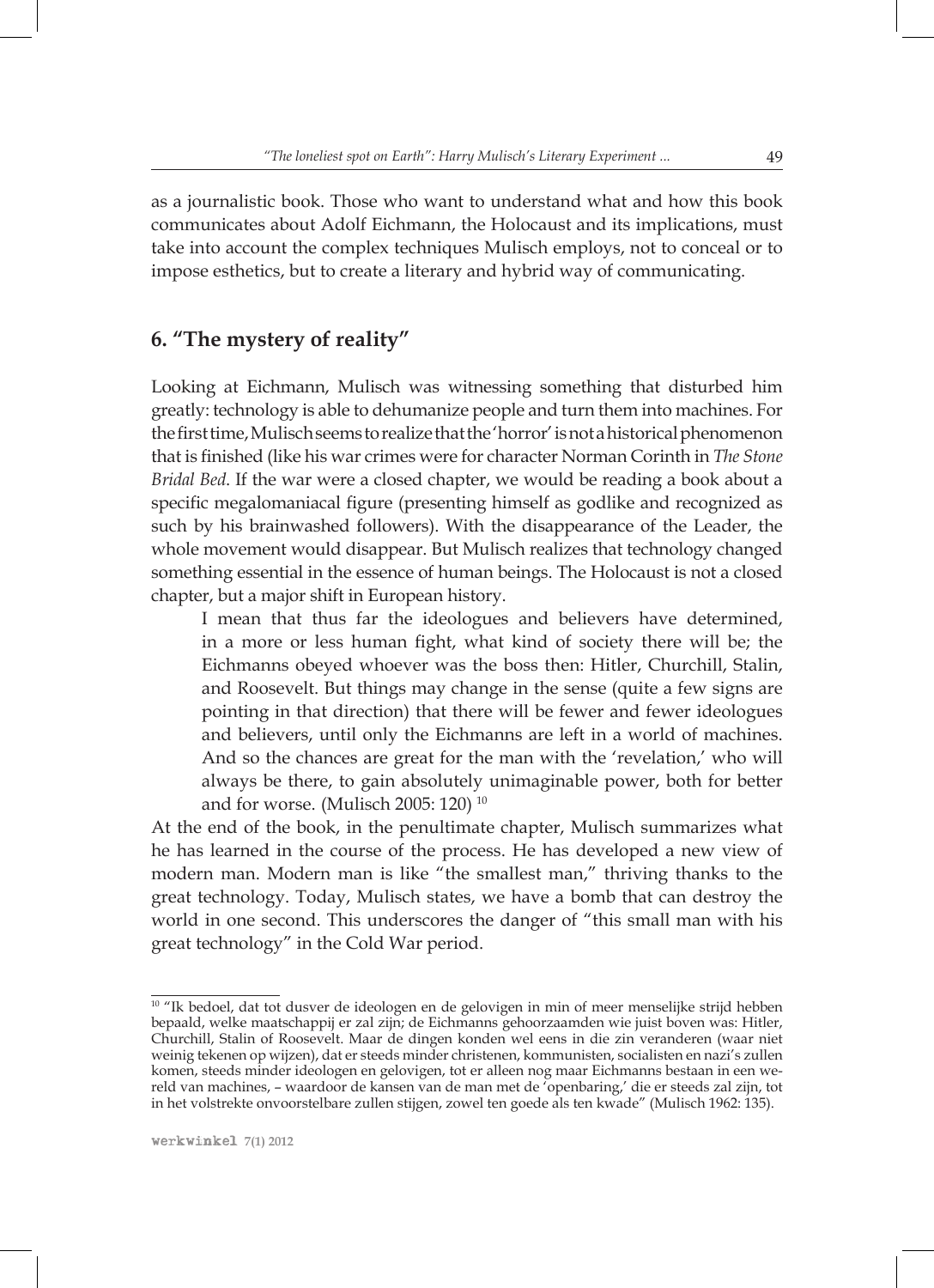as a journalistic book. Those who want to understand what and how this book communicates about Adolf Eichmann, the Holocaust and its implications, must take into account the complex techniques Mulisch employs, not to conceal or to impose esthetics, but to create a literary and hybrid way of communicating.

## 6. "The mystery of reality"

Looking at Eichmann, Mulisch was witnessing something that disturbed him greatly: technology is able to dehumanize people and turn them into machines. For the first time, Mulisch seems to realize that the 'horror' is not a historical phenomenon that is finished (like his war crimes were for character Norman Corinth in *The Stone Bridal Bed*. If the war were a closed chapter, we would be reading a book about a specific megalomaniacal figure (presenting himself as godlike and recognized as such by his brainwashed followers). With the disappearance of the Leader, the whole movement would disappear. But Mulisch realizes that technology changed something essential in the essence of human beings. The Holocaust is not a closed chapter, but a major shift in European history.

> I mean that thus far the ideologues and believers have determined, in a more or less human fight, what kind of society there will be; the Eichmanns obeyed whoever was the boss then: Hitler, Churchill, Stalin, and Roosevelt. But things may change in the sense (quite a few signs are pointing in that direction) that there will be fewer and fewer ideologues and believers, until only the Eichmanns are left in a world of machines. And so the chances are great for the man with the 'revelation,' who will always be there, to gain absolutely unimaginable power, both for better and for worse. (Mulisch 2005: 120) [10]

At the end of the book, in the penultimate chapter, Mulisch summarizes what he has learned in the course of the process. He has developed a new view of modern man. Modern man is like "the smallest man," thriving thanks to the great technology. Today, Mulisch states, we have a bomb that can destroy the world in one second. This underscores the danger of "this small man with his great technology" in the Cold War period.

---

[10] "Ik bedoel, dat tot dusver de ideologen en de gelovigen in min of meer menselijke strijd hebben bepaald, welke maatschappij er zal zijn; de Eichmanns gehoorzaamden wie juist boven was: Hitler, Churchill, Stalin of Roosevelt. Maar de dingen konden wel eens in die zin veranderen (waar niet weinig tekenen op wijzen), dat er steeds minder christenen, kommunisten, socialisten en nazi's zullen komen, steeds minder ideologen en gelovigen, tot er alleen nog maar Eichmanns bestaan in een wereld van machines, – waardoor de kansen van de man met de 'openbaring,' die er steeds zal zijn, tot in het volstrekte onvoorstelbare zullen stijgen, zowel ten goede als ten kwade" (Mulisch 1962: 135).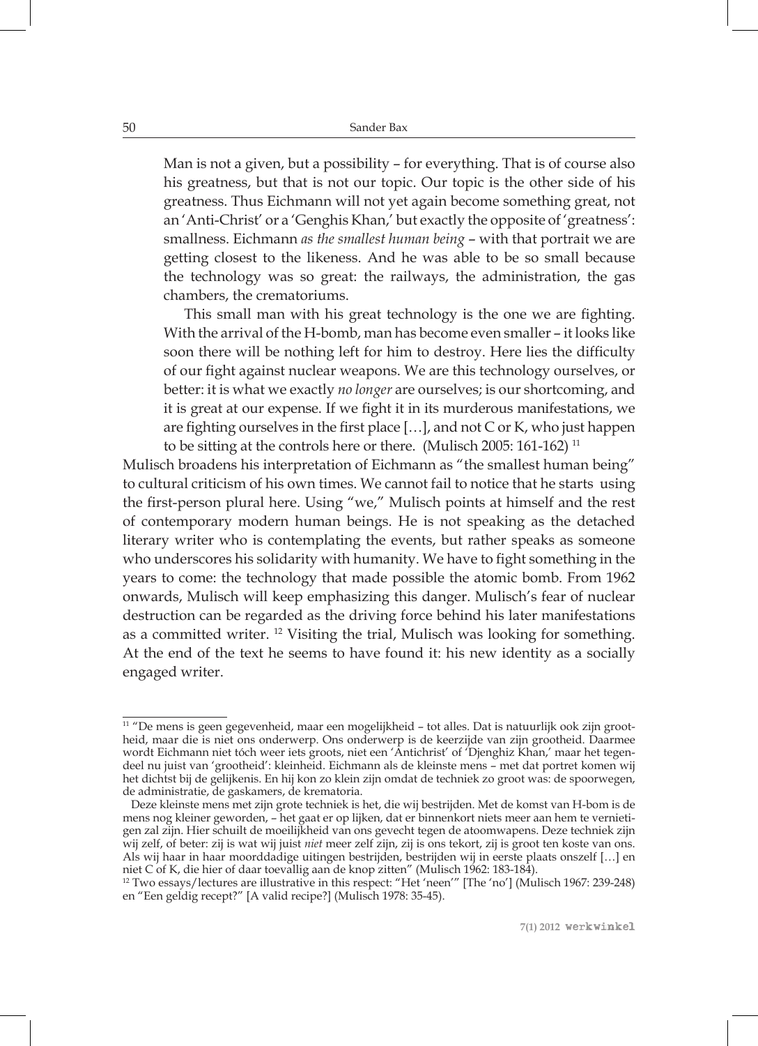> Man is not a given, but a possibility – for everything. That is of course also his greatness, but that is not our topic. Our topic is the other side of his greatness. Thus Eichmann will not yet again become something great, not an 'Anti-Christ' or a 'Genghis Khan,' but exactly the opposite of 'greatness': smallness. Eichmann *as the smallest human being* – with that portrait we are getting closest to the likeness. And he was able to be so small because the technology was so great: the railways, the administration, the gas chambers, the crematoriums.
>
> This small man with his great technology is the one we are fighting. With the arrival of the H-bomb, man has become even smaller – it looks like soon there will be nothing left for him to destroy. Here lies the difficulty of our fight against nuclear weapons. We are this technology ourselves, or better: it is what we exactly *no longer* are ourselves; is our shortcoming, and it is great at our expense. If we fight it in its murderous manifestations, we are fighting ourselves in the first place […], and not C or K, who just happen to be sitting at the controls here or there. (Mulisch 2005: 161-162) [11]

Mulisch broadens his interpretation of Eichmann as "the smallest human being" to cultural criticism of his own times. We cannot fail to notice that he starts using the first-person plural here. Using "we," Mulisch points at himself and the rest of contemporary modern human beings. He is not speaking as the detached literary writer who is contemplating the events, but rather speaks as someone who underscores his solidarity with humanity. We have to fight something in the years to come: the technology that made possible the atomic bomb. From 1962 onwards, Mulisch will keep emphasizing this danger. Mulisch's fear of nuclear destruction can be regarded as the driving force behind his later manifestations as a committed writer. [12] Visiting the trial, Mulisch was looking for something. At the end of the text he seems to have found it: his new identity as a socially engaged writer.

---

[11] "De mens is geen gegevenheid, maar een mogelijkheid – tot alles. Dat is natuurlijk ook zijn grootheid, maar die is niet ons onderwerp. Ons onderwerp is de keerzijde van zijn grootheid. Daarmee wordt Eichmann niet tóch weer iets groots, niet een 'Antichrist' of 'Djenghiz Khan,' maar het tegendeel nu juist van 'grootheid': kleinheid. Eichmann als de kleinste mens – met dat portret komen wij het dichtst bij de gelijkenis. En hij kon zo klein zijn omdat de techniek zo groot was: de spoorwegen, de administratie, de gaskamers, de krematoria.
Deze kleinste mens met zijn grote techniek is het, die wij bestrijden. Met de komst van H-bom is de mens nog kleiner geworden, – het gaat er op lijken, dat er binnenkort niets meer aan hem te vernietigen zal zijn. Hier schuilt de moeilijkheid van ons gevecht tegen de atoomwapens. Deze techniek zijn wij zelf, of beter: zij is wat wij juist *niet* meer zelf zijn, zij is ons tekort, zij is groot ten koste van ons. Als wij haar in haar moorddadige uitingen bestrijden, bestrijden wij in eerste plaats onszelf […] en niet C of K, die hier of daar toevallig aan de knop zitten" (Mulisch 1962: 183-184).

[12] Two essays/lectures are illustrative in this respect: "Het 'neen'" [The 'no'] (Mulisch 1967: 239-248) en "Een geldig recept?" [A valid recipe?] (Mulisch 1978: 35-45).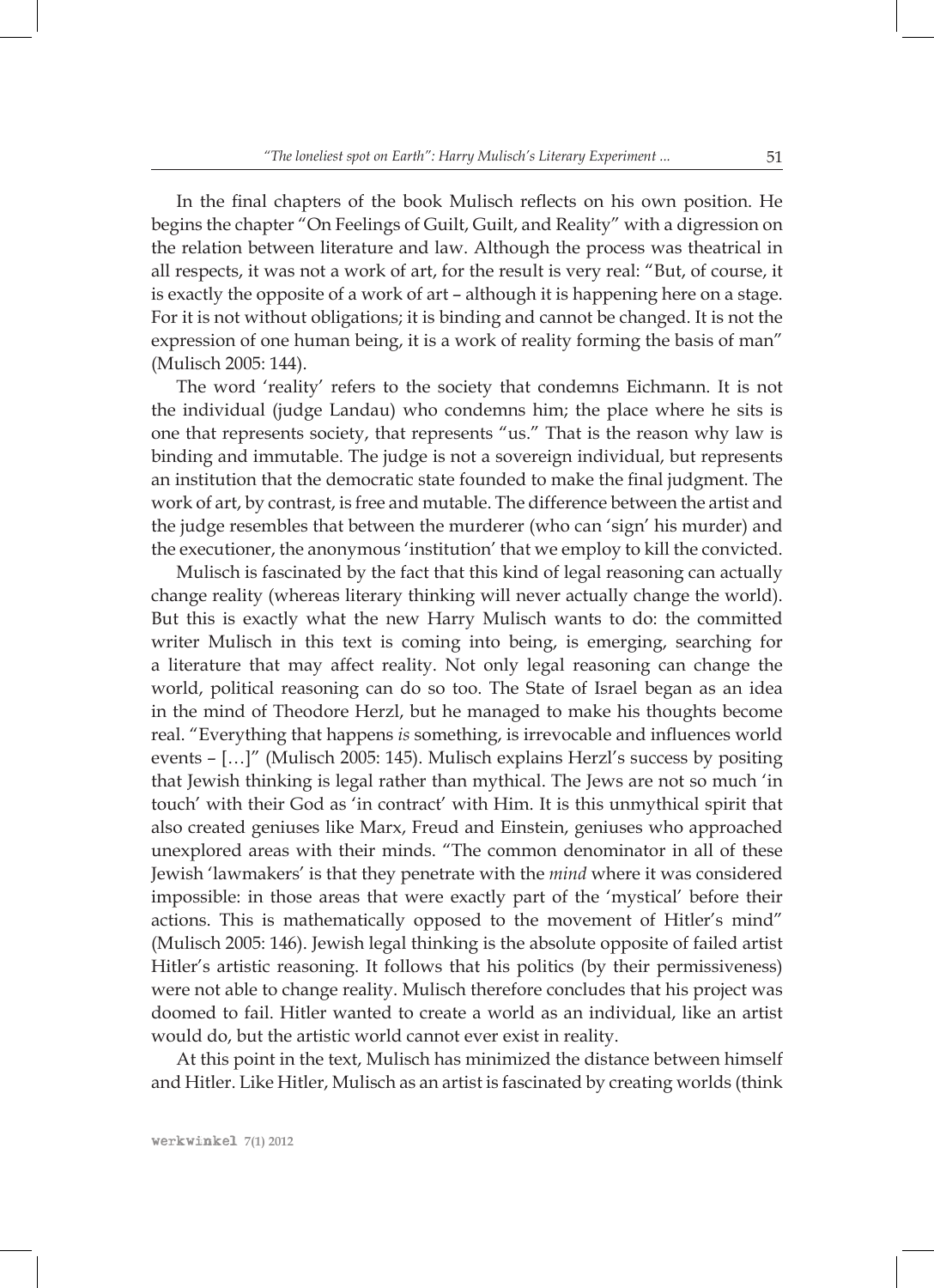In the final chapters of the book Mulisch reflects on his own position. He begins the chapter "On Feelings of Guilt, Guilt, and Reality" with a digression on the relation between literature and law. Although the process was theatrical in all respects, it was not a work of art, for the result is very real: "But, of course, it is exactly the opposite of a work of art – although it is happening here on a stage. For it is not without obligations; it is binding and cannot be changed. It is not the expression of one human being, it is a work of reality forming the basis of man" (Mulisch 2005: 144).

The word 'reality' refers to the society that condemns Eichmann. It is not the individual (judge Landau) who condemns him; the place where he sits is one that represents society, that represents "us." That is the reason why law is binding and immutable. The judge is not a sovereign individual, but represents an institution that the democratic state founded to make the final judgment. The work of art, by contrast, is free and mutable. The difference between the artist and the judge resembles that between the murderer (who can 'sign' his murder) and the executioner, the anonymous 'institution' that we employ to kill the convicted.

Mulisch is fascinated by the fact that this kind of legal reasoning can actually change reality (whereas literary thinking will never actually change the world). But this is exactly what the new Harry Mulisch wants to do: the committed writer Mulisch in this text is coming into being, is emerging, searching for a literature that may affect reality. Not only legal reasoning can change the world, political reasoning can do so too. The State of Israel began as an idea in the mind of Theodore Herzl, but he managed to make his thoughts become real. "Everything that happens *is* something, is irrevocable and influences world events – […]" (Mulisch 2005: 145). Mulisch explains Herzl's success by positing that Jewish thinking is legal rather than mythical. The Jews are not so much 'in touch' with their God as 'in contract' with Him. It is this unmythical spirit that also created geniuses like Marx, Freud and Einstein, geniuses who approached unexplored areas with their minds. "The common denominator in all of these Jewish 'lawmakers' is that they penetrate with the *mind* where it was considered impossible: in those areas that were exactly part of the 'mystical' before their actions. This is mathematically opposed to the movement of Hitler's mind" (Mulisch 2005: 146). Jewish legal thinking is the absolute opposite of failed artist Hitler's artistic reasoning. It follows that his politics (by their permissiveness) were not able to change reality. Mulisch therefore concludes that his project was doomed to fail. Hitler wanted to create a world as an individual, like an artist would do, but the artistic world cannot ever exist in reality.

At this point in the text, Mulisch has minimized the distance between himself and Hitler. Like Hitler, Mulisch as an artist is fascinated by creating worlds (think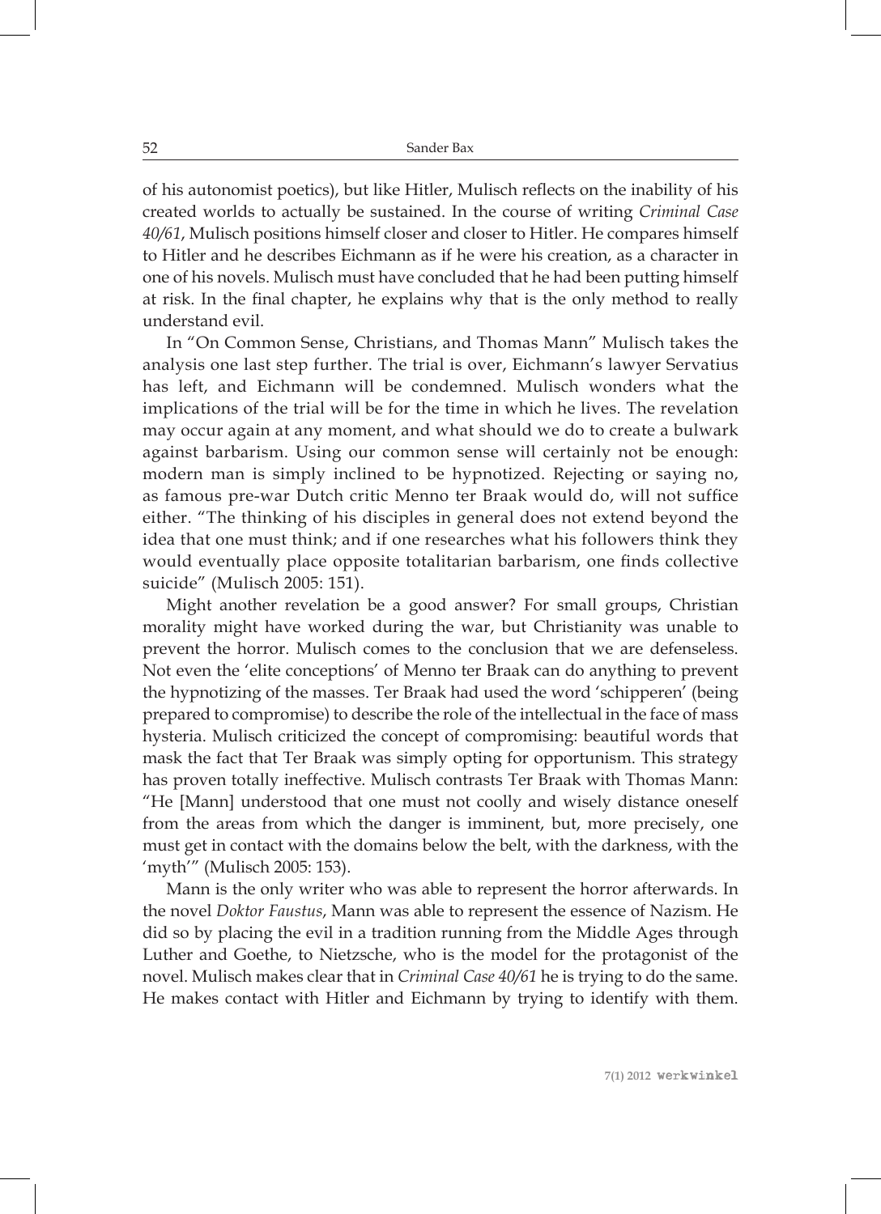of his autonomist poetics), but like Hitler, Mulisch reflects on the inability of his created worlds to actually be sustained. In the course of writing *Criminal Case 40/61*, Mulisch positions himself closer and closer to Hitler. He compares himself to Hitler and he describes Eichmann as if he were his creation, as a character in one of his novels. Mulisch must have concluded that he had been putting himself at risk. In the final chapter, he explains why that is the only method to really understand evil.

In "On Common Sense, Christians, and Thomas Mann" Mulisch takes the analysis one last step further. The trial is over, Eichmann's lawyer Servatius has left, and Eichmann will be condemned. Mulisch wonders what the implications of the trial will be for the time in which he lives. The revelation may occur again at any moment, and what should we do to create a bulwark against barbarism. Using our common sense will certainly not be enough: modern man is simply inclined to be hypnotized. Rejecting or saying no, as famous pre-war Dutch critic Menno ter Braak would do, will not suffice either. "The thinking of his disciples in general does not extend beyond the idea that one must think; and if one researches what his followers think they would eventually place opposite totalitarian barbarism, one finds collective suicide" (Mulisch 2005: 151).

Might another revelation be a good answer? For small groups, Christian morality might have worked during the war, but Christianity was unable to prevent the horror. Mulisch comes to the conclusion that we are defenseless. Not even the 'elite conceptions' of Menno ter Braak can do anything to prevent the hypnotizing of the masses. Ter Braak had used the word 'schipperen' (being prepared to compromise) to describe the role of the intellectual in the face of mass hysteria. Mulisch criticized the concept of compromising: beautiful words that mask the fact that Ter Braak was simply opting for opportunism. This strategy has proven totally ineffective. Mulisch contrasts Ter Braak with Thomas Mann: "He [Mann] understood that one must not coolly and wisely distance oneself from the areas from which the danger is imminent, but, more precisely, one must get in contact with the domains below the belt, with the darkness, with the 'myth'" (Mulisch 2005: 153).

Mann is the only writer who was able to represent the horror afterwards. In the novel *Doktor Faustus*, Mann was able to represent the essence of Nazism. He did so by placing the evil in a tradition running from the Middle Ages through Luther and Goethe, to Nietzsche, who is the model for the protagonist of the novel. Mulisch makes clear that in *Criminal Case 40/61* he is trying to do the same. He makes contact with Hitler and Eichmann by trying to identify with them.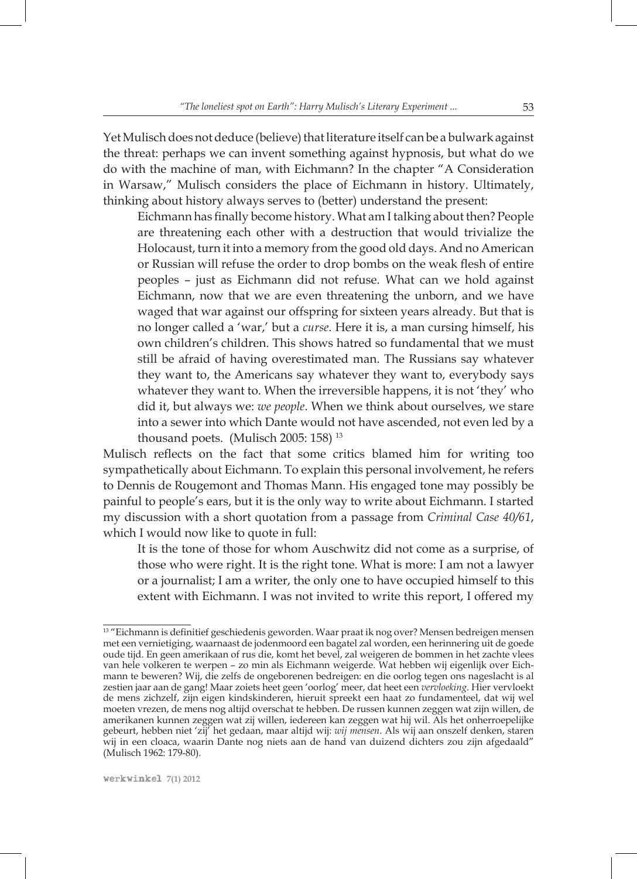Yet Mulisch does not deduce (believe) that literature itself can be a bulwark against the threat: perhaps we can invent something against hypnosis, but what do we do with the machine of man, with Eichmann? In the chapter "A Consideration in Warsaw," Mulisch considers the place of Eichmann in history. Ultimately, thinking about history always serves to (better) understand the present:

> Eichmann has finally become history. What am I talking about then? People are threatening each other with a destruction that would trivialize the Holocaust, turn it into a memory from the good old days. And no American or Russian will refuse the order to drop bombs on the weak flesh of entire peoples – just as Eichmann did not refuse. What can we hold against Eichmann, now that we are even threatening the unborn, and we have waged that war against our offspring for sixteen years already. But that is no longer called a 'war,' but a *curse*. Here it is, a man cursing himself, his own children's children. This shows hatred so fundamental that we must still be afraid of having overestimated man. The Russians say whatever they want to, the Americans say whatever they want to, everybody says whatever they want to. When the irreversible happens, it is not 'they' who did it, but always we: *we people*. When we think about ourselves, we stare into a sewer into which Dante would not have ascended, not even led by a thousand poets. (Mulisch 2005: 158) [13]

Mulisch reflects on the fact that some critics blamed him for writing too sympathetically about Eichmann. To explain this personal involvement, he refers to Dennis de Rougemont and Thomas Mann. His engaged tone may possibly be painful to people's ears, but it is the only way to write about Eichmann. I started my discussion with a short quotation from a passage from *Criminal Case 40/61*, which I would now like to quote in full:

> It is the tone of those for whom Auschwitz did not come as a surprise, of those who were right. It is the right tone. What is more: I am not a lawyer or a journalist; I am a writer, the only one to have occupied himself to this extent with Eichmann. I was not invited to write this report, I offered my

---

[13] "Eichmann is definitief geschiedenis geworden. Waar praat ik nog over? Mensen bedreigen mensen met een vernietiging, waarnaast de jodenmoord een bagatel zal worden, een herinnering uit de goede oude tijd. En geen amerikaan of rus die, komt het bevel, zal weigeren de bommen in het zachte vlees van hele volkeren te werpen – zo min als Eichmann weigerde. Wat hebben wij eigenlijk over Eichmann te beweren? Wij, die zelfs de ongeborenen bedreigen: en die oorlog tegen ons nageslacht is al zestien jaar aan de gang! Maar zoiets heet geen 'oorlog' meer, dat heet een *vervloeking*. Hier vervloekt de mens zichzelf, zijn eigen kindskinderen, hieruit spreekt een haat zo fundamenteel, dat wij wel moeten vrezen, de mens nog altijd overschat te hebben. De russen kunnen zeggen wat zijn willen, de amerikanen kunnen zeggen wat zij willen, iedereen kan zeggen wat hij wil. Als het onherroepelijke gebeurt, hebben niet 'zij' het gedaan, maar altijd wij: *wij mensen*. Als wij aan onszelf denken, staren wij in een cloaca, waarin Dante nog niets aan de hand van duizend dichters zou zijn afgedaald" (Mulisch 1962: 179-80).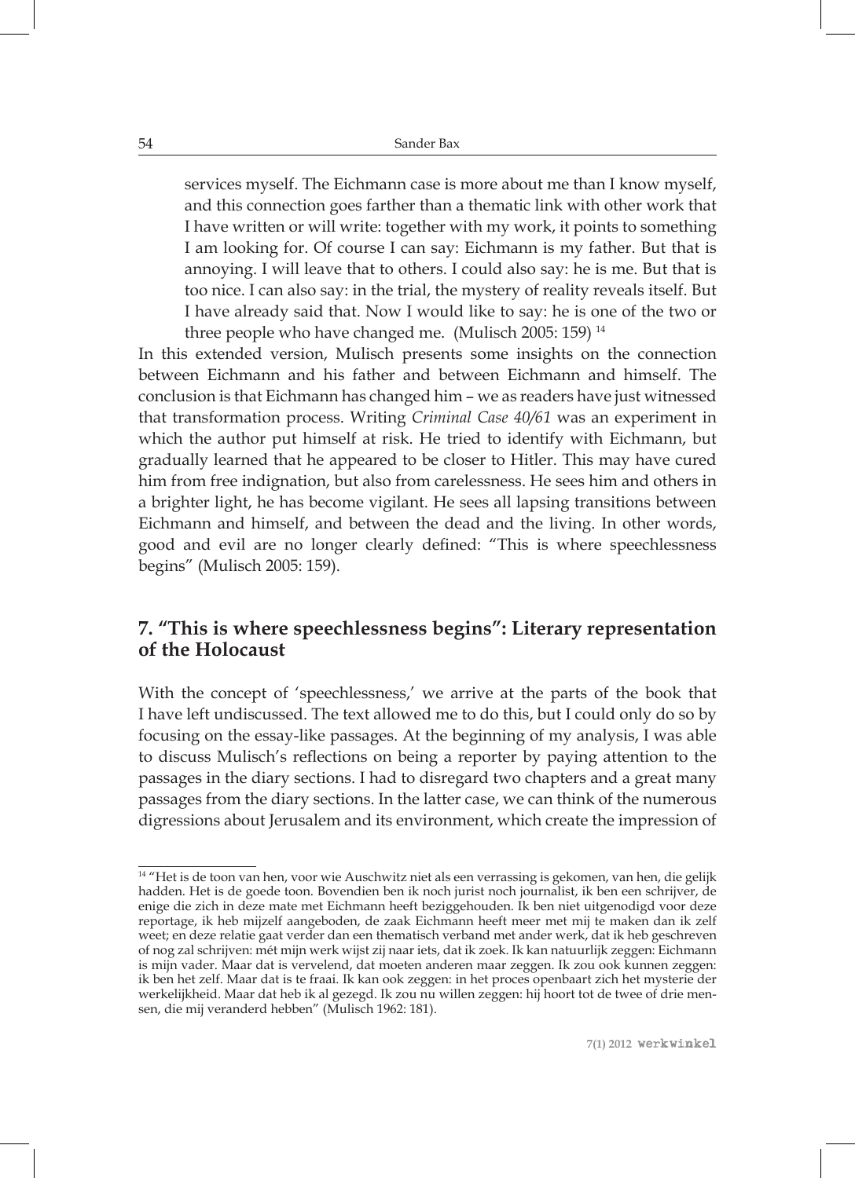> services myself. The Eichmann case is more about me than I know myself, and this connection goes farther than a thematic link with other work that I have written or will write: together with my work, it points to something I am looking for. Of course I can say: Eichmann is my father. But that is annoying. I will leave that to others. I could also say: he is me. But that is too nice. I can also say: in the trial, the mystery of reality reveals itself. But I have already said that. Now I would like to say: he is one of the two or three people who have changed me. (Mulisch 2005: 159) [14]

In this extended version, Mulisch presents some insights on the connection between Eichmann and his father and between Eichmann and himself. The conclusion is that Eichmann has changed him – we as readers have just witnessed that transformation process. Writing *Criminal Case 40/61* was an experiment in which the author put himself at risk. He tried to identify with Eichmann, but gradually learned that he appeared to be closer to Hitler. This may have cured him from free indignation, but also from carelessness. He sees him and others in a brighter light, he has become vigilant. He sees all lapsing transitions between Eichmann and himself, and between the dead and the living. In other words, good and evil are no longer clearly defined: "This is where speechlessness begins" (Mulisch 2005: 159).

## 7. "This is where speechlessness begins": Literary representation of the Holocaust

With the concept of 'speechlessness,' we arrive at the parts of the book that I have left undiscussed. The text allowed me to do this, but I could only do so by focusing on the essay-like passages. At the beginning of my analysis, I was able to discuss Mulisch's reflections on being a reporter by paying attention to the passages in the diary sections. I had to disregard two chapters and a great many passages from the diary sections. In the latter case, we can think of the numerous digressions about Jerusalem and its environment, which create the impression of

---

[14] "Het is de toon van hen, voor wie Auschwitz niet als een verrassing is gekomen, van hen, die gelijk hadden. Het is de goede toon. Bovendien ben ik noch jurist noch journalist, ik ben een schrijver, de enige die zich in deze mate met Eichmann heeft beziggehouden. Ik ben niet uitgenodigd voor deze reportage, ik heb mijzelf aangeboden, de zaak Eichmann heeft meer met mij te maken dan ik zelf weet; en deze relatie gaat verder dan een thematisch verband met ander werk, dat ik heb geschreven of nog zal schrijven: mét mijn werk wijst zij naar iets, dat ik zoek. Ik kan natuurlijk zeggen: Eichmann is mijn vader. Maar dat is vervelend, dat moeten anderen maar zeggen. Ik zou ook kunnen zeggen: ik ben het zelf. Maar dat is te fraai. Ik kan ook zeggen: in het proces openbaart zich het mysterie der werkelijkheid. Maar dat heb ik al gezegd. Ik zou nu willen zeggen: hij hoort tot de twee of drie mensen, die mij veranderd hebben" (Mulisch 1962: 181).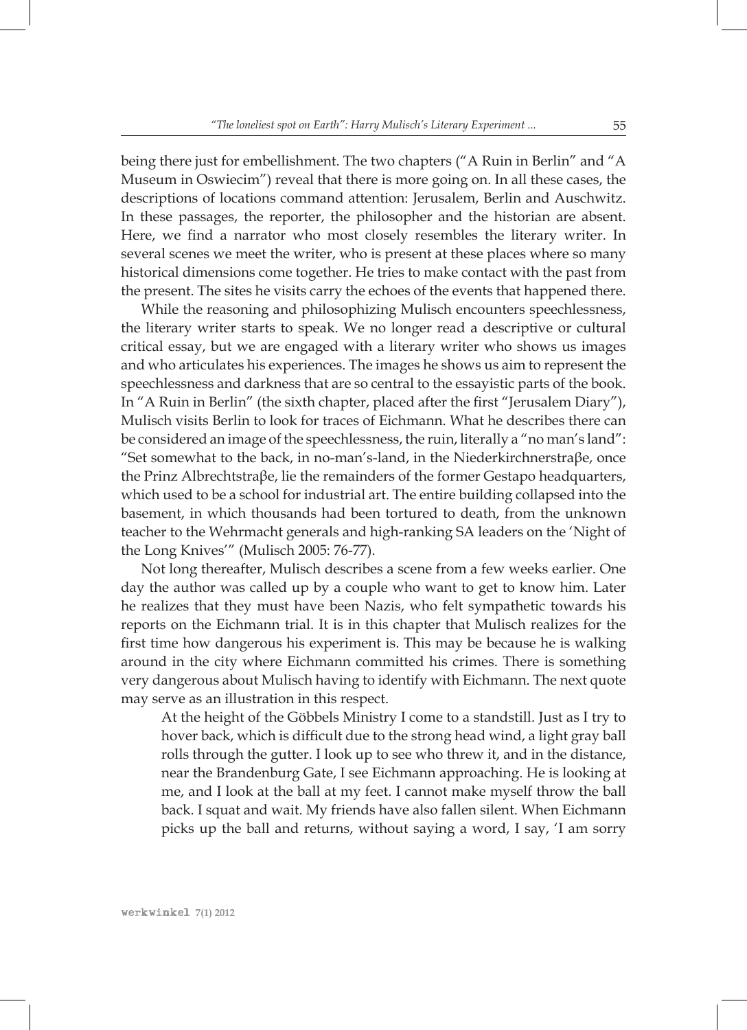being there just for embellishment. The two chapters ("A Ruin in Berlin" and "A Museum in Oswiecim") reveal that there is more going on. In all these cases, the descriptions of locations command attention: Jerusalem, Berlin and Auschwitz. In these passages, the reporter, the philosopher and the historian are absent. Here, we find a narrator who most closely resembles the literary writer. In several scenes we meet the writer, who is present at these places where so many historical dimensions come together. He tries to make contact with the past from the present. The sites he visits carry the echoes of the events that happened there.

While the reasoning and philosophizing Mulisch encounters speechlessness, the literary writer starts to speak. We no longer read a descriptive or cultural critical essay, but we are engaged with a literary writer who shows us images and who articulates his experiences. The images he shows us aim to represent the speechlessness and darkness that are so central to the essayistic parts of the book. In "A Ruin in Berlin" (the sixth chapter, placed after the first "Jerusalem Diary"), Mulisch visits Berlin to look for traces of Eichmann. What he describes there can be considered an image of the speechlessness, the ruin, literally a "no man's land": "Set somewhat to the back, in no-man's-land, in the Niederkirchnerstraβe, once the Prinz Albrechtstraβe, lie the remainders of the former Gestapo headquarters, which used to be a school for industrial art. The entire building collapsed into the basement, in which thousands had been tortured to death, from the unknown teacher to the Wehrmacht generals and high-ranking SA leaders on the 'Night of the Long Knives'" (Mulisch 2005: 76-77).

Not long thereafter, Mulisch describes a scene from a few weeks earlier. One day the author was called up by a couple who want to get to know him. Later he realizes that they must have been Nazis, who felt sympathetic towards his reports on the Eichmann trial. It is in this chapter that Mulisch realizes for the first time how dangerous his experiment is. This may be because he is walking around in the city where Eichmann committed his crimes. There is something very dangerous about Mulisch having to identify with Eichmann. The next quote may serve as an illustration in this respect.

> At the height of the Göbbels Ministry I come to a standstill. Just as I try to hover back, which is difficult due to the strong head wind, a light gray ball rolls through the gutter. I look up to see who threw it, and in the distance, near the Brandenburg Gate, I see Eichmann approaching. He is looking at me, and I look at the ball at my feet. I cannot make myself throw the ball back. I squat and wait. My friends have also fallen silent. When Eichmann picks up the ball and returns, without saying a word, I say, 'I am sorry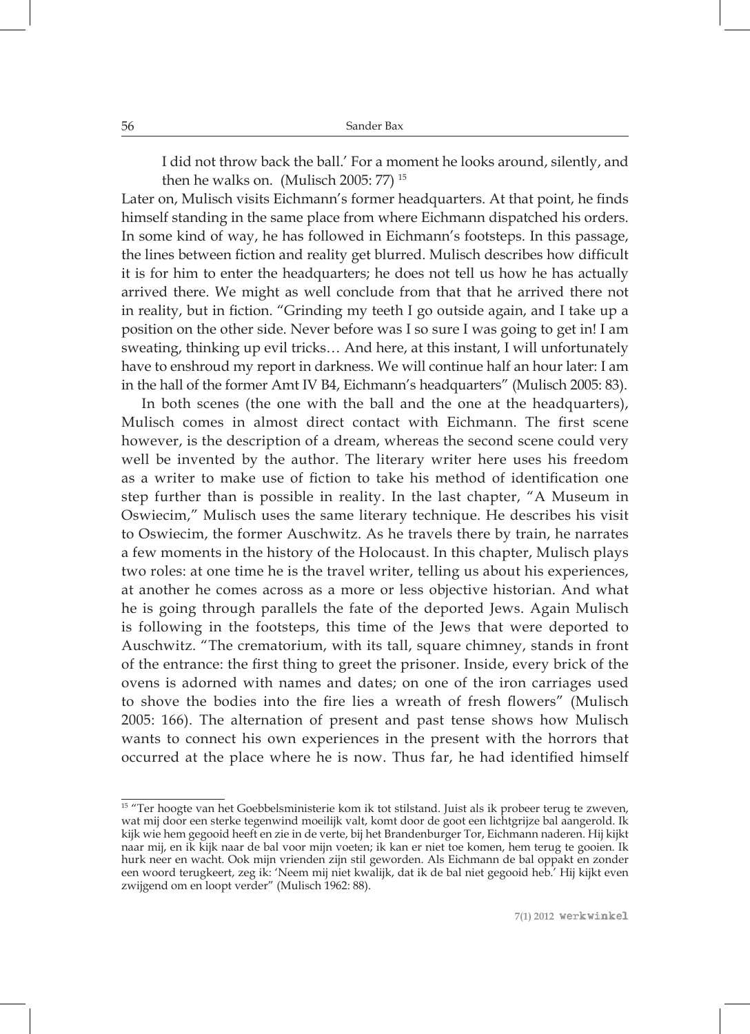I did not throw back the ball.' For a moment he looks around, silently, and then he walks on. (Mulisch 2005: 77) [15]

Later on, Mulisch visits Eichmann's former headquarters. At that point, he finds himself standing in the same place from where Eichmann dispatched his orders. In some kind of way, he has followed in Eichmann's footsteps. In this passage, the lines between fiction and reality get blurred. Mulisch describes how difficult it is for him to enter the headquarters; he does not tell us how he has actually arrived there. We might as well conclude from that that he arrived there not in reality, but in fiction. "Grinding my teeth I go outside again, and I take up a position on the other side. Never before was I so sure I was going to get in! I am sweating, thinking up evil tricks… And here, at this instant, I will unfortunately have to enshroud my report in darkness. We will continue half an hour later: I am in the hall of the former Amt IV B4, Eichmann's headquarters" (Mulisch 2005: 83).

In both scenes (the one with the ball and the one at the headquarters), Mulisch comes in almost direct contact with Eichmann. The first scene however, is the description of a dream, whereas the second scene could very well be invented by the author. The literary writer here uses his freedom as a writer to make use of fiction to take his method of identification one step further than is possible in reality. In the last chapter, "A Museum in Oswiecim," Mulisch uses the same literary technique. He describes his visit to Oswiecim, the former Auschwitz. As he travels there by train, he narrates a few moments in the history of the Holocaust. In this chapter, Mulisch plays two roles: at one time he is the travel writer, telling us about his experiences, at another he comes across as a more or less objective historian. And what he is going through parallels the fate of the deported Jews. Again Mulisch is following in the footsteps, this time of the Jews that were deported to Auschwitz. "The crematorium, with its tall, square chimney, stands in front of the entrance: the first thing to greet the prisoner. Inside, every brick of the ovens is adorned with names and dates; on one of the iron carriages used to shove the bodies into the fire lies a wreath of fresh flowers" (Mulisch 2005: 166). The alternation of present and past tense shows how Mulisch wants to connect his own experiences in the present with the horrors that occurred at the place where he is now. Thus far, he had identified himself

---

[15] "Ter hoogte van het Goebbelsministerie kom ik tot stilstand. Juist als ik probeer terug te zweven, wat mij door een sterke tegenwind moeilijk valt, komt door de goot een lichtgrijze bal aangerold. Ik kijk wie hem gegooid heeft en zie in de verte, bij het Brandenburger Tor, Eichmann naderen. Hij kijkt naar mij, en ik kijk naar de bal voor mijn voeten; ik kan er niet toe komen, hem terug te gooien. Ik hurk neer en wacht. Ook mijn vrienden zijn stil geworden. Als Eichmann de bal oppakt en zonder een woord terugkeert, zeg ik: 'Neem mij niet kwalijk, dat ik de bal niet gegooid heb.' Hij kijkt even zwijgend om en loopt verder" (Mulisch 1962: 88).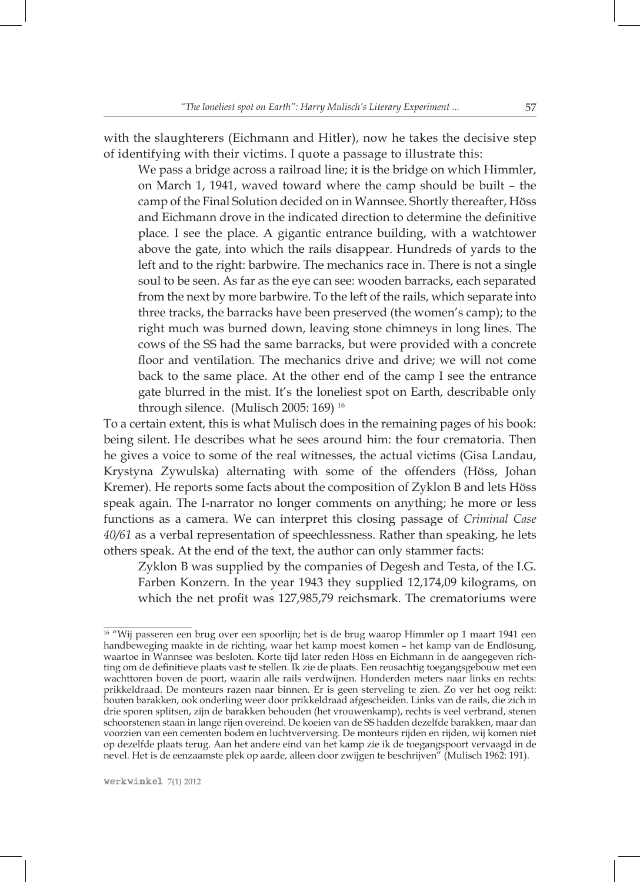with the slaughterers (Eichmann and Hitler), now he takes the decisive step of identifying with their victims. I quote a passage to illustrate this:

> We pass a bridge across a railroad line; it is the bridge on which Himmler, on March 1, 1941, waved toward where the camp should be built – the camp of the Final Solution decided on in Wannsee. Shortly thereafter, Höss and Eichmann drove in the indicated direction to determine the definitive place. I see the place. A gigantic entrance building, with a watchtower above the gate, into which the rails disappear. Hundreds of yards to the left and to the right: barbwire. The mechanics race in. There is not a single soul to be seen. As far as the eye can see: wooden barracks, each separated from the next by more barbwire. To the left of the rails, which separate into three tracks, the barracks have been preserved (the women's camp); to the right much was burned down, leaving stone chimneys in long lines. The cows of the SS had the same barracks, but were provided with a concrete floor and ventilation. The mechanics drive and drive; we will not come back to the same place. At the other end of the camp I see the entrance gate blurred in the mist. It's the loneliest spot on Earth, describable only through silence. (Mulisch 2005: 169) [16]

To a certain extent, this is what Mulisch does in the remaining pages of his book: being silent. He describes what he sees around him: the four crematoria. Then he gives a voice to some of the real witnesses, the actual victims (Gisa Landau, Krystyna Zywulska) alternating with some of the offenders (Höss, Johan Kremer). He reports some facts about the composition of Zyklon B and lets Höss speak again. The I-narrator no longer comments on anything; he more or less functions as a camera. We can interpret this closing passage of *Criminal Case 40/61* as a verbal representation of speechlessness. Rather than speaking, he lets others speak. At the end of the text, the author can only stammer facts:

> Zyklon B was supplied by the companies of Degesh and Testa, of the I.G. Farben Konzern. In the year 1943 they supplied 12,174,09 kilograms, on which the net profit was 127,985,79 reichsmark. The crematoriums were

---

[16] "Wij passeren een brug over een spoorlijn; het is de brug waarop Himmler op 1 maart 1941 een handbeweging maakte in de richting, waar het kamp moest komen – het kamp van de Endlösung, waartoe in Wannsee was besloten. Korte tijd later reden Höss en Eichmann in de aangegeven richting om de definitieve plaats vast te stellen. Ik zie de plaats. Een reusachtig toegangsgebouw met een wachttoren boven de poort, waarin alle rails verdwijnen. Honderden meters naar links en rechts: prikkeldraad. De monteurs razen naar binnen. Er is geen sterveling te zien. Zo ver het oog reikt: houten barakken, ook onderling weer door prikkeldraad afgescheiden. Links van de rails, die zich in drie sporen splitsen, zijn de barakken behouden (het vrouwenkamp), rechts is veel verbrand, stenen schoorstenen staan in lange rijen overeind. De koeien van de SS hadden dezelfde barakken, maar dan voorzien van een cementen bodem en luchtverversing. De monteurs rijden en rijden, wij komen niet op dezelfde plaats terug. Aan het andere eind van het kamp zie ik de toegangspoort vervaagd in de nevel. Het is de eenzaamste plek op aarde, alleen door zwijgen te beschrijven" (Mulisch 1962: 191).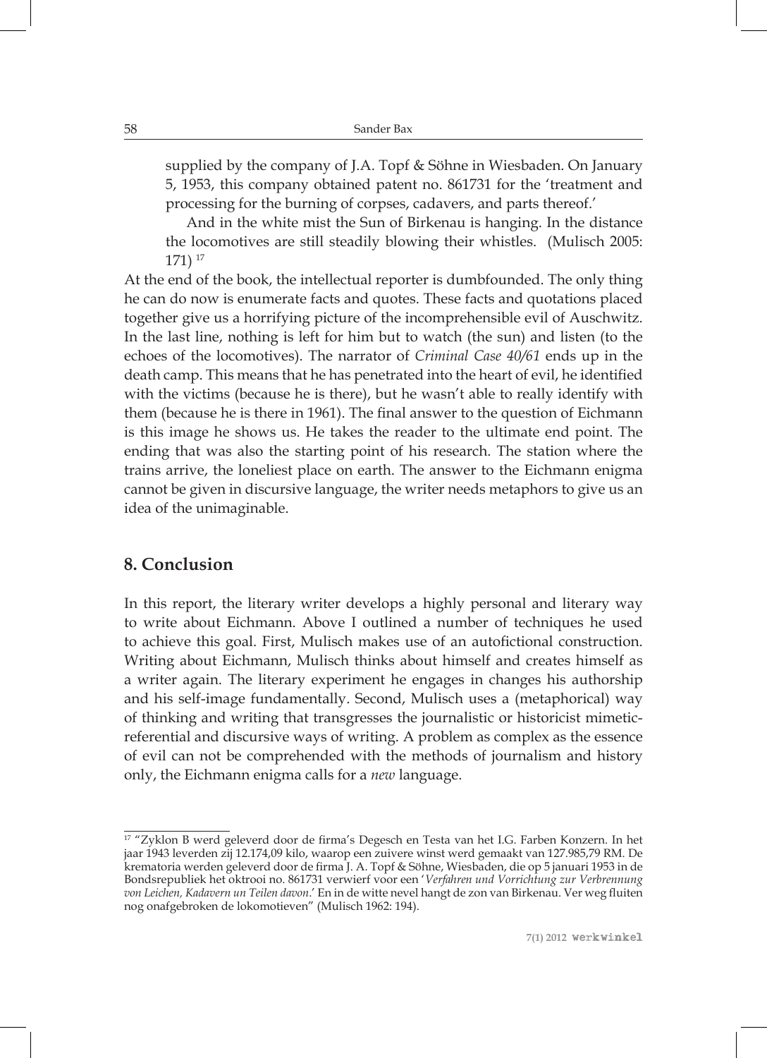supplied by the company of J.A. Topf & Söhne in Wiesbaden. On January 5, 1953, this company obtained patent no. 861731 for the 'treatment and processing for the burning of corpses, cadavers, and parts thereof.'

And in the white mist the Sun of Birkenau is hanging. In the distance the locomotives are still steadily blowing their whistles. (Mulisch 2005: 171) [17]

At the end of the book, the intellectual reporter is dumbfounded. The only thing he can do now is enumerate facts and quotes. These facts and quotations placed together give us a horrifying picture of the incomprehensible evil of Auschwitz. In the last line, nothing is left for him but to watch (the sun) and listen (to the echoes of the locomotives). The narrator of *Criminal Case 40/61* ends up in the death camp. This means that he has penetrated into the heart of evil, he identified with the victims (because he is there), but he wasn't able to really identify with them (because he is there in 1961). The final answer to the question of Eichmann is this image he shows us. He takes the reader to the ultimate end point. The ending that was also the starting point of his research. The station where the trains arrive, the loneliest place on earth. The answer to the Eichmann enigma cannot be given in discursive language, the writer needs metaphors to give us an idea of the unimaginable.

## 8. Conclusion

In this report, the literary writer develops a highly personal and literary way to write about Eichmann. Above I outlined a number of techniques he used to achieve this goal. First, Mulisch makes use of an autofictional construction. Writing about Eichmann, Mulisch thinks about himself and creates himself as a writer again. The literary experiment he engages in changes his authorship and his self-image fundamentally. Second, Mulisch uses a (metaphorical) way of thinking and writing that transgresses the journalistic or historicist mimetic-referential and discursive ways of writing. A problem as complex as the essence of evil can not be comprehended with the methods of journalism and history only, the Eichmann enigma calls for a *new* language.

---

[17] "Zyklon B werd geleverd door de firma's Degesch en Testa van het I.G. Farben Konzern. In het jaar 1943 leverden zij 12.174,09 kilo, waarop een zuivere winst werd gemaakt van 127.985,79 RM. De krematoria werden geleverd door de firma J. A. Topf & Söhne, Wiesbaden, die op 5 januari 1953 in de Bondsrepubliek het oktrooi no. 861731 verwierf voor een '*Verfahren und Vorrichtung zur Verbrennung von Leichen, Kadavern un Teilen davon*.' En in de witte nevel hangt de zon van Birkenau. Ver weg fluiten nog onafgebroken de lokomotieven" (Mulisch 1962: 194).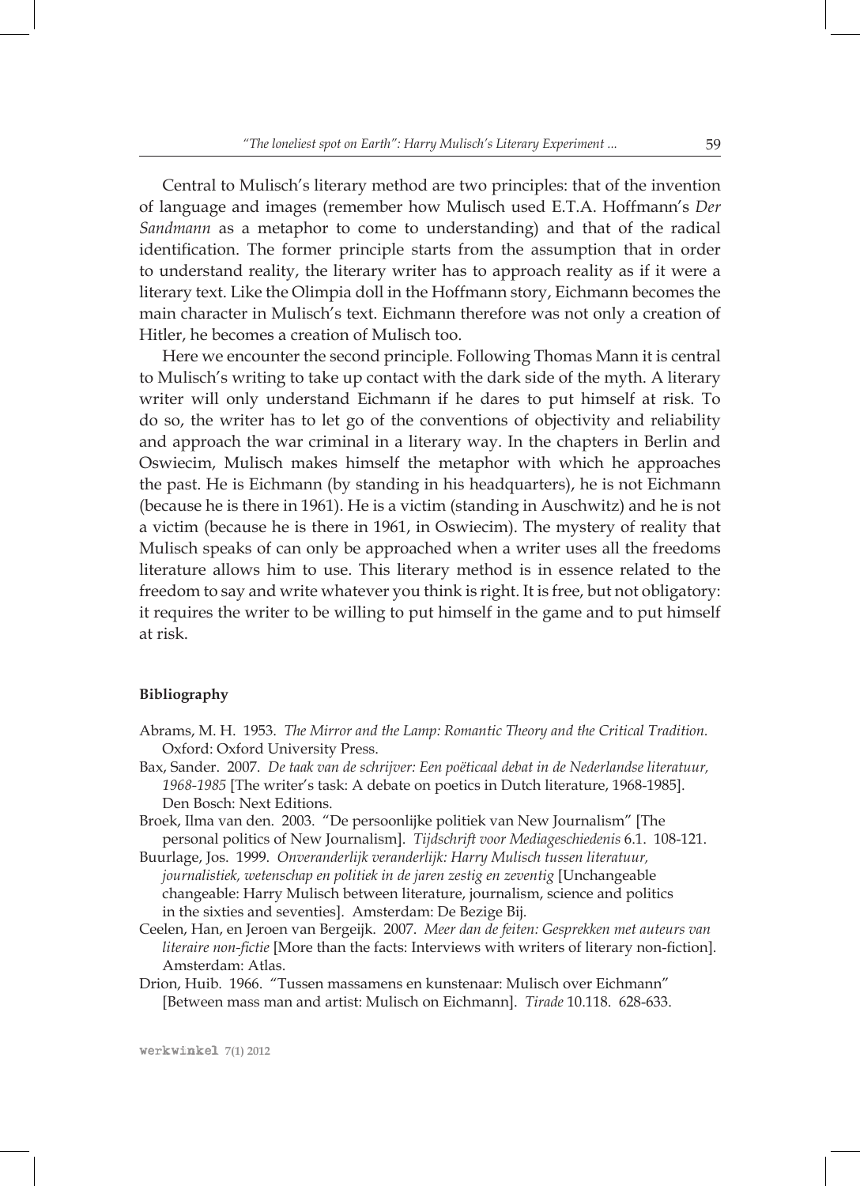Central to Mulisch's literary method are two principles: that of the invention of language and images (remember how Mulisch used E.T.A. Hoffmann's *Der Sandmann* as a metaphor to come to understanding) and that of the radical identification. The former principle starts from the assumption that in order to understand reality, the literary writer has to approach reality as if it were a literary text. Like the Olimpia doll in the Hoffmann story, Eichmann becomes the main character in Mulisch's text. Eichmann therefore was not only a creation of Hitler, he becomes a creation of Mulisch too.

Here we encounter the second principle. Following Thomas Mann it is central to Mulisch's writing to take up contact with the dark side of the myth. A literary writer will only understand Eichmann if he dares to put himself at risk. To do so, the writer has to let go of the conventions of objectivity and reliability and approach the war criminal in a literary way. In the chapters in Berlin and Oswiecim, Mulisch makes himself the metaphor with which he approaches the past. He is Eichmann (by standing in his headquarters), he is not Eichmann (because he is there in 1961). He is a victim (standing in Auschwitz) and he is not a victim (because he is there in 1961, in Oswiecim). The mystery of reality that Mulisch speaks of can only be approached when a writer uses all the freedoms literature allows him to use. This literary method is in essence related to the freedom to say and write whatever you think is right. It is free, but not obligatory: it requires the writer to be willing to put himself in the game and to put himself at risk.

**Bibliography**

Abrams, M. H. 1953. *The Mirror and the Lamp: Romantic Theory and the Critical Tradition.* Oxford: Oxford University Press.

Bax, Sander. 2007. *De taak van de schrijver: Een poëticaal debat in de Nederlandse literatuur, 1968-1985* [The writer's task: A debate on poetics in Dutch literature, 1968-1985]. Den Bosch: Next Editions.

Broek, Ilma van den. 2003. "De persoonlijke politiek van New Journalism" [The personal politics of New Journalism]. *Tijdschrift voor Mediageschiedenis* 6.1. 108-121.

Buurlage, Jos. 1999. *Onveranderlijk veranderlijk: Harry Mulisch tussen literatuur, journalistiek, wetenschap en politiek in de jaren zestig en zeventig* [Unchangeable changeable: Harry Mulisch between literature, journalism, science and politics in the sixties and seventies]. Amsterdam: De Bezige Bij.

Ceelen, Han, en Jeroen van Bergeijk. 2007. *Meer dan de feiten: Gesprekken met auteurs van literaire non-fictie* [More than the facts: Interviews with writers of literary non-fiction]. Amsterdam: Atlas.

Drion, Huib. 1966. "Tussen massamens en kunstenaar: Mulisch over Eichmann" [Between mass man and artist: Mulisch on Eichmann]. *Tirade* 10.118. 628-633.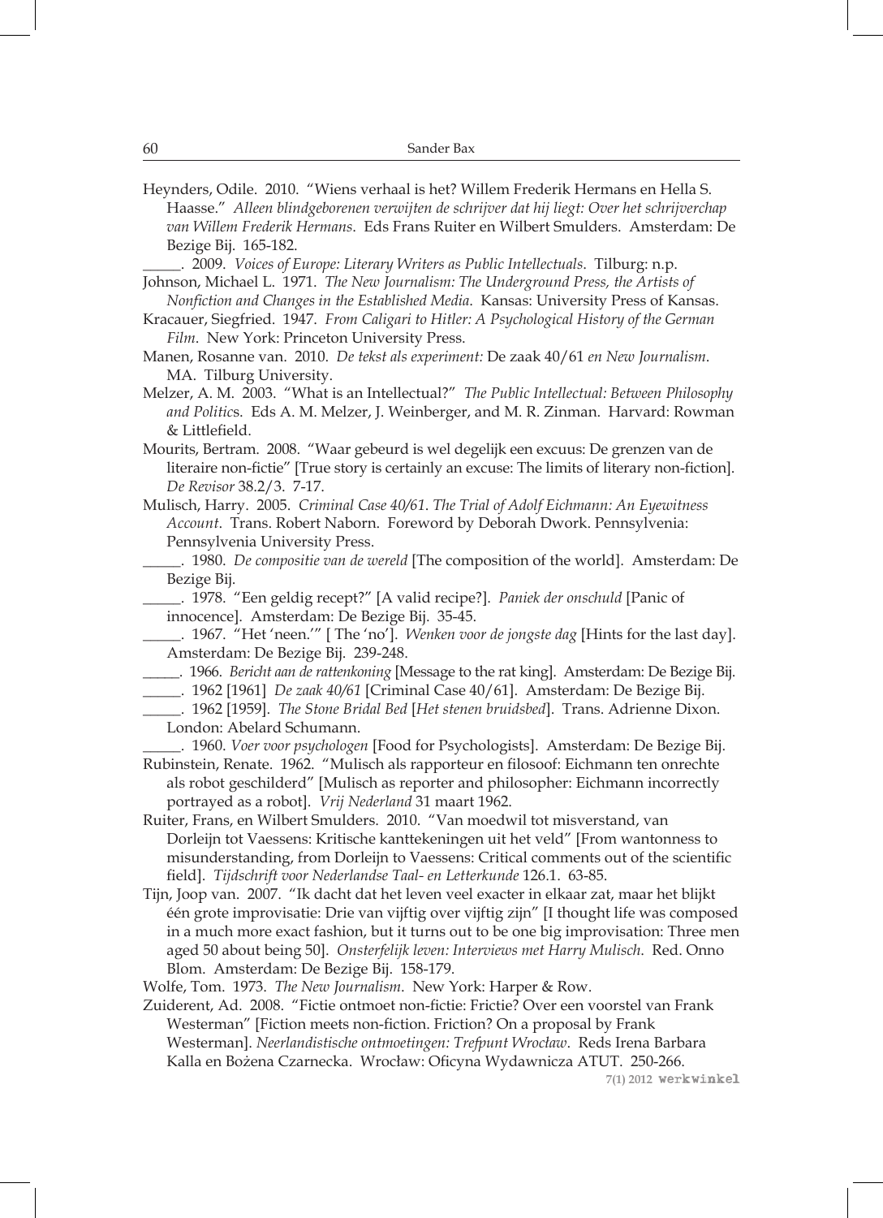Heynders, Odile. 2010. "Wiens verhaal is het? Willem Frederik Hermans en Hella S. Haasse." *Alleen blindgeborenen verwijten de schrijver dat hij liegt: Over het schrijverchap van Willem Frederik Hermans*. Eds Frans Ruiter en Wilbert Smulders. Amsterdam: De Bezige Bij. 165-182.

_____. 2009. *Voices of Europe: Literary Writers as Public Intellectuals*. Tilburg: n.p.

Johnson, Michael L. 1971. *The New Journalism: The Underground Press, the Artists of Nonfiction and Changes in the Established Media*. Kansas: University Press of Kansas.

Kracauer, Siegfried. 1947. *From Caligari to Hitler: A Psychological History of the German Film*. New York: Princeton University Press.

Manen, Rosanne van. 2010. *De tekst als experiment:* De zaak 40/61 *en New Journalism*. MA. Tilburg University.

Melzer, A. M. 2003. "What is an Intellectual?" *The Public Intellectual: Between Philosophy and Politics*. Eds A. M. Melzer, J. Weinberger, and M. R. Zinman. Harvard: Rowman & Littlefield.

Mourits, Bertram. 2008. "Waar gebeurd is wel degelijk een excuus: De grenzen van de literaire non-fictie" [True story is certainly an excuse: The limits of literary non-fiction]. *De Revisor* 38.2/3. 7-17.

Mulisch, Harry. 2005. *Criminal Case 40/61. The Trial of Adolf Eichmann: An Eyewitness Account*. Trans. Robert Naborn. Foreword by Deborah Dwork. Pennsylvenia: Pennsylvenia University Press.

_____. 1980. *De compositie van de wereld* [The composition of the world]. Amsterdam: De Bezige Bij.

_____. 1978. "Een geldig recept?" [A valid recipe?]. *Paniek der onschuld* [Panic of innocence]. Amsterdam: De Bezige Bij. 35-45.

_____. 1967. "Het 'neen.'" [ The 'no']. *Wenken voor de jongste dag* [Hints for the last day]. Amsterdam: De Bezige Bij. 239-248.

_____. 1966. *Bericht aan de rattenkoning* [Message to the rat king]. Amsterdam: De Bezige Bij.

_____. 1962 [1961] *De zaak 40/61* [Criminal Case 40/61]. Amsterdam: De Bezige Bij.

_____. 1962 [1959]. *The Stone Bridal Bed* [*Het stenen bruidsbed*]. Trans. Adrienne Dixon. London: Abelard Schumann.

_____. 1960. *Voer voor psychologen* [Food for Psychologists]. Amsterdam: De Bezige Bij.

Rubinstein, Renate. 1962. "Mulisch als rapporteur en filosoof: Eichmann ten onrechte als robot geschilderd" [Mulisch as reporter and philosopher: Eichmann incorrectly portrayed as a robot]. *Vrij Nederland* 31 maart 1962.

Ruiter, Frans, en Wilbert Smulders. 2010. "Van moedwil tot misverstand, van Dorleijn tot Vaessens: Kritische kanttekeningen uit het veld" [From wantonness to misunderstanding, from Dorleijn to Vaessens: Critical comments out of the scientific field]. *Tijdschrift voor Nederlandse Taal- en Letterkunde* 126.1. 63-85.

Tijn, Joop van. 2007. "Ik dacht dat het leven veel exacter in elkaar zat, maar het blijkt één grote improvisatie: Drie van vijftig over vijftig zijn" [I thought life was composed in a much more exact fashion, but it turns out to be one big improvisation: Three men aged 50 about being 50]. *Onsterfelijk leven: Interviews met Harry Mulisch.* Red. Onno Blom. Amsterdam: De Bezige Bij. 158-179.

Wolfe, Tom. 1973. *The New Journalism*. New York: Harper & Row.

Zuiderent, Ad. 2008. "Fictie ontmoet non-fictie: Frictie? Over een voorstel van Frank Westerman" [Fiction meets non-fiction. Friction? On a proposal by Frank Westerman]. *Neerlandistische ontmoetingen: Trefpunt Wrocław*. Reds Irena Barbara Kalla en Bożena Czarnecka. Wrocław: Oficyna Wydawnicza ATUT. 250-266.